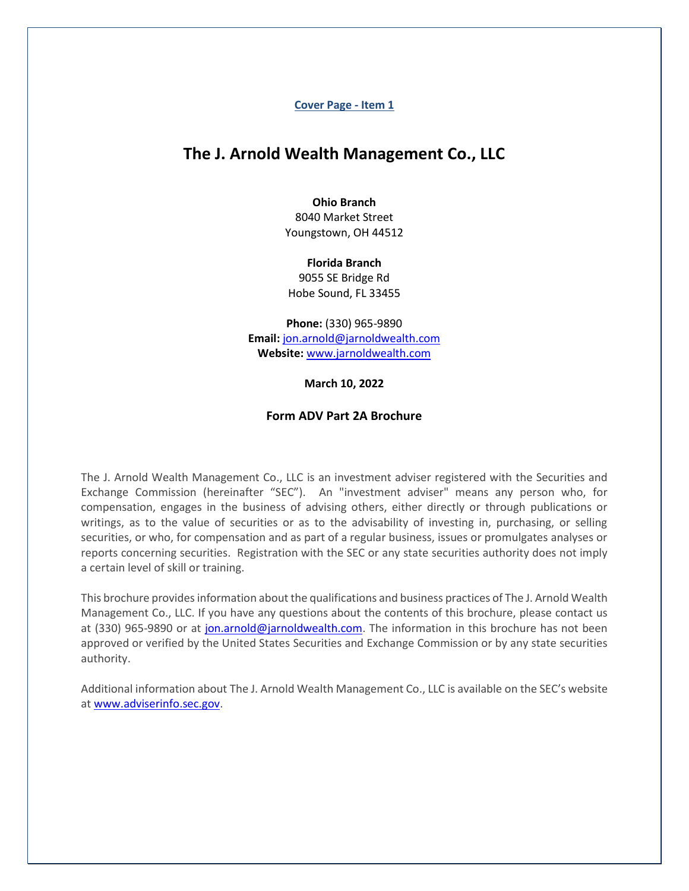**Cover Page - Item 1**

# The J. Arnold Wealth Management Co., LLC

**Ohio Branch**
8040 Market Street
Youngstown, OH 44512

**Florida Branch**
9055 SE Bridge Rd
Hobe Sound, FL 33455

**Phone:** (330) 965-9890
**Email:** jon.arnold@jarnoldwealth.com
**Website:** www.jarnoldwealth.com

**March 10, 2022**

**Form ADV Part 2A Brochure**

The J. Arnold Wealth Management Co., LLC is an investment adviser registered with the Securities and Exchange Commission (hereinafter "SEC"). An "investment adviser" means any person who, for compensation, engages in the business of advising others, either directly or through publications or writings, as to the value of securities or as to the advisability of investing in, purchasing, or selling securities, or who, for compensation and as part of a regular business, issues or promulgates analyses or reports concerning securities. Registration with the SEC or any state securities authority does not imply a certain level of skill or training.

This brochure provides information about the qualifications and business practices of The J. Arnold Wealth Management Co., LLC. If you have any questions about the contents of this brochure, please contact us at (330) 965-9890 or at jon.arnold@jarnoldwealth.com. The information in this brochure has not been approved or verified by the United States Securities and Exchange Commission or by any state securities authority.

Additional information about The J. Arnold Wealth Management Co., LLC is available on the SEC's website at www.adviserinfo.sec.gov.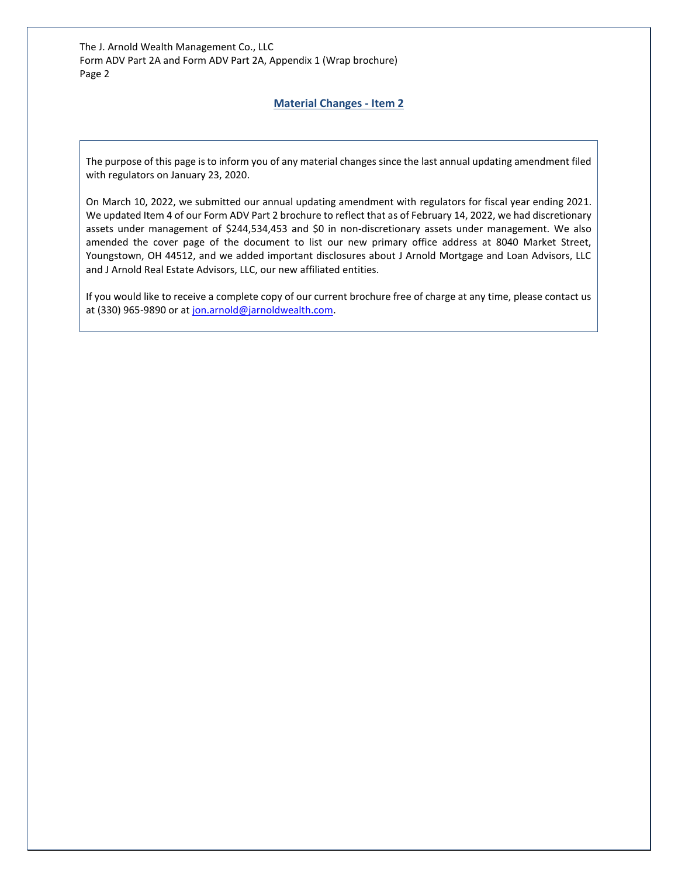## Material Changes - Item 2

The purpose of this page is to inform you of any material changes since the last annual updating amendment filed with regulators on January 23, 2020.

On March 10, 2022, we submitted our annual updating amendment with regulators for fiscal year ending 2021. We updated Item 4 of our Form ADV Part 2 brochure to reflect that as of February 14, 2022, we had discretionary assets under management of $244,534,453 and $0 in non-discretionary assets under management. We also amended the cover page of the document to list our new primary office address at 8040 Market Street, Youngstown, OH 44512, and we added important disclosures about J Arnold Mortgage and Loan Advisors, LLC and J Arnold Real Estate Advisors, LLC, our new affiliated entities.

If you would like to receive a complete copy of our current brochure free of charge at any time, please contact us at (330) 965-9890 or at jon.arnold@jarnoldwealth.com.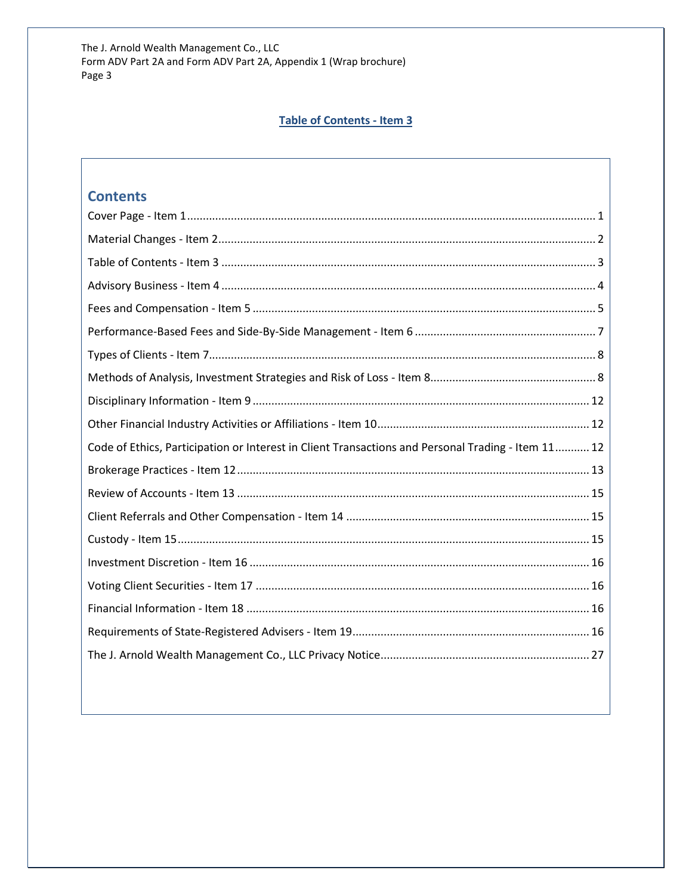## Table of Contents - Item 3

### Contents

Cover Page - Item 1 ........................................ 1

Material Changes - Item 2 ........................................ 2

Table of Contents - Item 3 ........................................ 3

Advisory Business - Item 4 ........................................ 4

Fees and Compensation - Item 5 ........................................ 5

Performance-Based Fees and Side-By-Side Management - Item 6 ........................................ 7

Types of Clients - Item 7 ........................................ 8

Methods of Analysis, Investment Strategies and Risk of Loss - Item 8 ........................................ 8

Disciplinary Information - Item 9 ........................................ 12

Other Financial Industry Activities or Affiliations - Item 10 ........................................ 12

Code of Ethics, Participation or Interest in Client Transactions and Personal Trading - Item 11 ........................................ 12

Brokerage Practices - Item 12 ........................................ 13

Review of Accounts - Item 13 ........................................ 15

Client Referrals and Other Compensation - Item 14 ........................................ 15

Custody - Item 15 ........................................ 15

Investment Discretion - Item 16 ........................................ 16

Voting Client Securities - Item 17 ........................................ 16

Financial Information - Item 18 ........................................ 16

Requirements of State-Registered Advisers - Item 19 ........................................ 16

The J. Arnold Wealth Management Co., LLC Privacy Notice ........................................ 27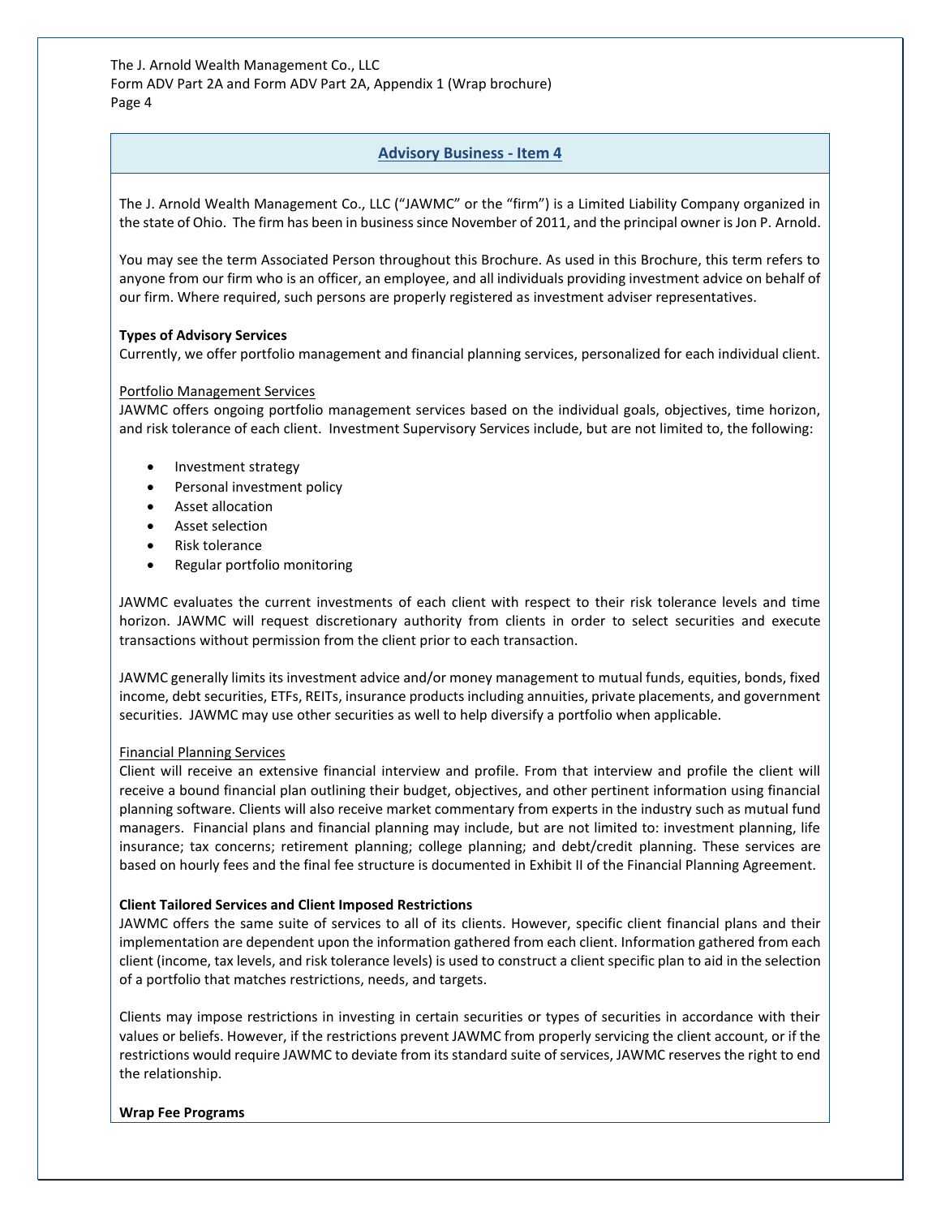## Advisory Business - Item 4

The J. Arnold Wealth Management Co., LLC ("JAWMC" or the "firm") is a Limited Liability Company organized in the state of Ohio. The firm has been in business since November of 2011, and the principal owner is Jon P. Arnold.

You may see the term Associated Person throughout this Brochure. As used in this Brochure, this term refers to anyone from our firm who is an officer, an employee, and all individuals providing investment advice on behalf of our firm. Where required, such persons are properly registered as investment adviser representatives.

**Types of Advisory Services**

Currently, we offer portfolio management and financial planning services, personalized for each individual client.

Portfolio Management Services

JAWMC offers ongoing portfolio management services based on the individual goals, objectives, time horizon, and risk tolerance of each client. Investment Supervisory Services include, but are not limited to, the following:

- Investment strategy
- Personal investment policy
- Asset allocation
- Asset selection
- Risk tolerance
- Regular portfolio monitoring

JAWMC evaluates the current investments of each client with respect to their risk tolerance levels and time horizon. JAWMC will request discretionary authority from clients in order to select securities and execute transactions without permission from the client prior to each transaction.

JAWMC generally limits its investment advice and/or money management to mutual funds, equities, bonds, fixed income, debt securities, ETFs, REITs, insurance products including annuities, private placements, and government securities. JAWMC may use other securities as well to help diversify a portfolio when applicable.

Financial Planning Services

Client will receive an extensive financial interview and profile. From that interview and profile the client will receive a bound financial plan outlining their budget, objectives, and other pertinent information using financial planning software. Clients will also receive market commentary from experts in the industry such as mutual fund managers. Financial plans and financial planning may include, but are not limited to: investment planning, life insurance; tax concerns; retirement planning; college planning; and debt/credit planning. These services are based on hourly fees and the final fee structure is documented in Exhibit II of the Financial Planning Agreement.

**Client Tailored Services and Client Imposed Restrictions**

JAWMC offers the same suite of services to all of its clients. However, specific client financial plans and their implementation are dependent upon the information gathered from each client. Information gathered from each client (income, tax levels, and risk tolerance levels) is used to construct a client specific plan to aid in the selection of a portfolio that matches restrictions, needs, and targets.

Clients may impose restrictions in investing in certain securities or types of securities in accordance with their values or beliefs. However, if the restrictions prevent JAWMC from properly servicing the client account, or if the restrictions would require JAWMC to deviate from its standard suite of services, JAWMC reserves the right to end the relationship.

**Wrap Fee Programs**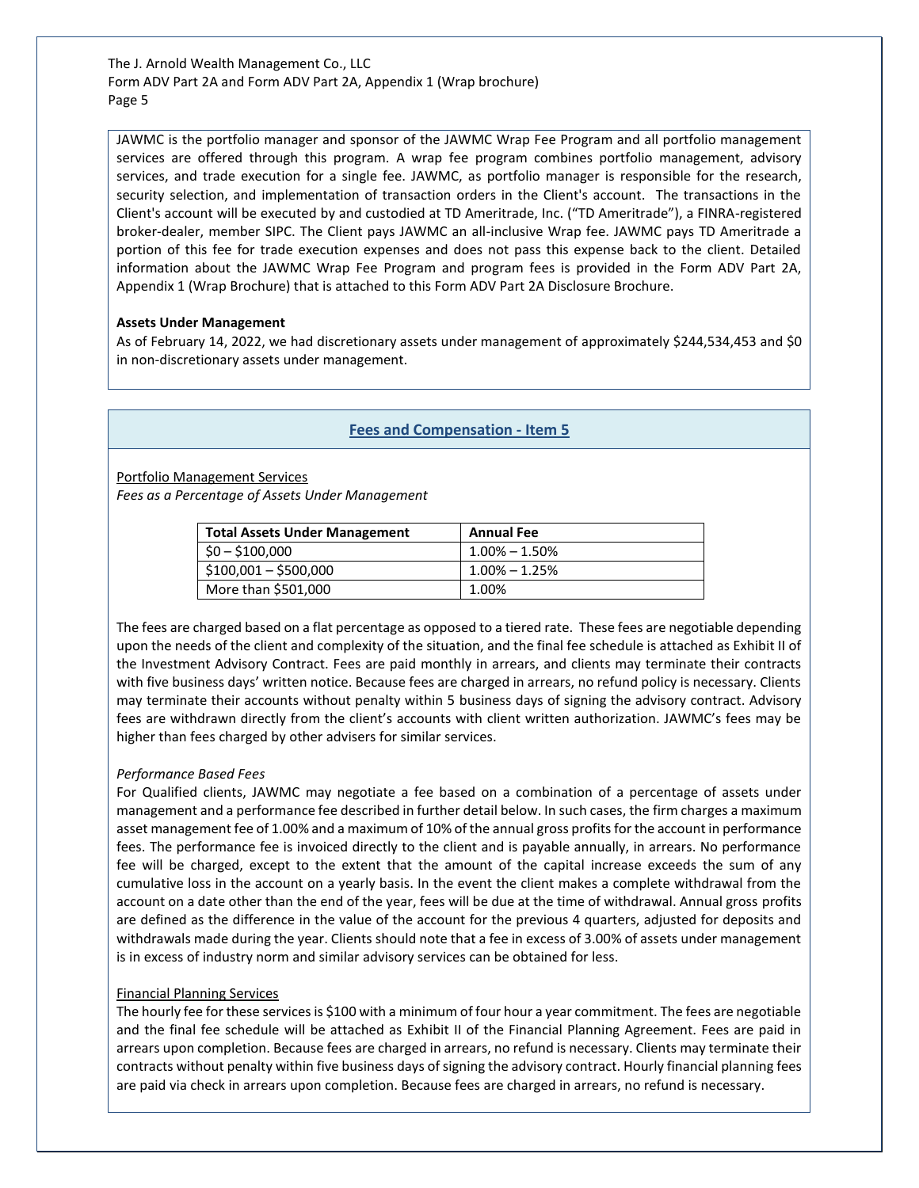JAWMC is the portfolio manager and sponsor of the JAWMC Wrap Fee Program and all portfolio management services are offered through this program. A wrap fee program combines portfolio management, advisory services, and trade execution for a single fee. JAWMC, as portfolio manager is responsible for the research, security selection, and implementation of transaction orders in the Client's account. The transactions in the Client's account will be executed by and custodied at TD Ameritrade, Inc. ("TD Ameritrade"), a FINRA-registered broker-dealer, member SIPC. The Client pays JAWMC an all-inclusive Wrap fee. JAWMC pays TD Ameritrade a portion of this fee for trade execution expenses and does not pass this expense back to the client. Detailed information about the JAWMC Wrap Fee Program and program fees is provided in the Form ADV Part 2A, Appendix 1 (Wrap Brochure) that is attached to this Form ADV Part 2A Disclosure Brochure.

**Assets Under Management**

As of February 14, 2022, we had discretionary assets under management of approximately $244,534,453 and $0 in non-discretionary assets under management.

## Fees and Compensation - Item 5

Portfolio Management Services

*Fees as a Percentage of Assets Under Management*

| Total Assets Under Management | Annual Fee |
|---|---|
| $0 – $100,000 | 1.00% – 1.50% |
| $100,001 – $500,000 | 1.00% – 1.25% |
| More than $501,000 | 1.00% |

The fees are charged based on a flat percentage as opposed to a tiered rate. These fees are negotiable depending upon the needs of the client and complexity of the situation, and the final fee schedule is attached as Exhibit II of the Investment Advisory Contract. Fees are paid monthly in arrears, and clients may terminate their contracts with five business days' written notice. Because fees are charged in arrears, no refund policy is necessary. Clients may terminate their accounts without penalty within 5 business days of signing the advisory contract. Advisory fees are withdrawn directly from the client's accounts with client written authorization. JAWMC's fees may be higher than fees charged by other advisers for similar services.

*Performance Based Fees*

For Qualified clients, JAWMC may negotiate a fee based on a combination of a percentage of assets under management and a performance fee described in further detail below. In such cases, the firm charges a maximum asset management fee of 1.00% and a maximum of 10% of the annual gross profits for the account in performance fees. The performance fee is invoiced directly to the client and is payable annually, in arrears. No performance fee will be charged, except to the extent that the amount of the capital increase exceeds the sum of any cumulative loss in the account on a yearly basis. In the event the client makes a complete withdrawal from the account on a date other than the end of the year, fees will be due at the time of withdrawal. Annual gross profits are defined as the difference in the value of the account for the previous 4 quarters, adjusted for deposits and withdrawals made during the year. Clients should note that a fee in excess of 3.00% of assets under management is in excess of industry norm and similar advisory services can be obtained for less.

Financial Planning Services

The hourly fee for these services is $100 with a minimum of four hour a year commitment. The fees are negotiable and the final fee schedule will be attached as Exhibit II of the Financial Planning Agreement. Fees are paid in arrears upon completion. Because fees are charged in arrears, no refund is necessary. Clients may terminate their contracts without penalty within five business days of signing the advisory contract. Hourly financial planning fees are paid via check in arrears upon completion. Because fees are charged in arrears, no refund is necessary.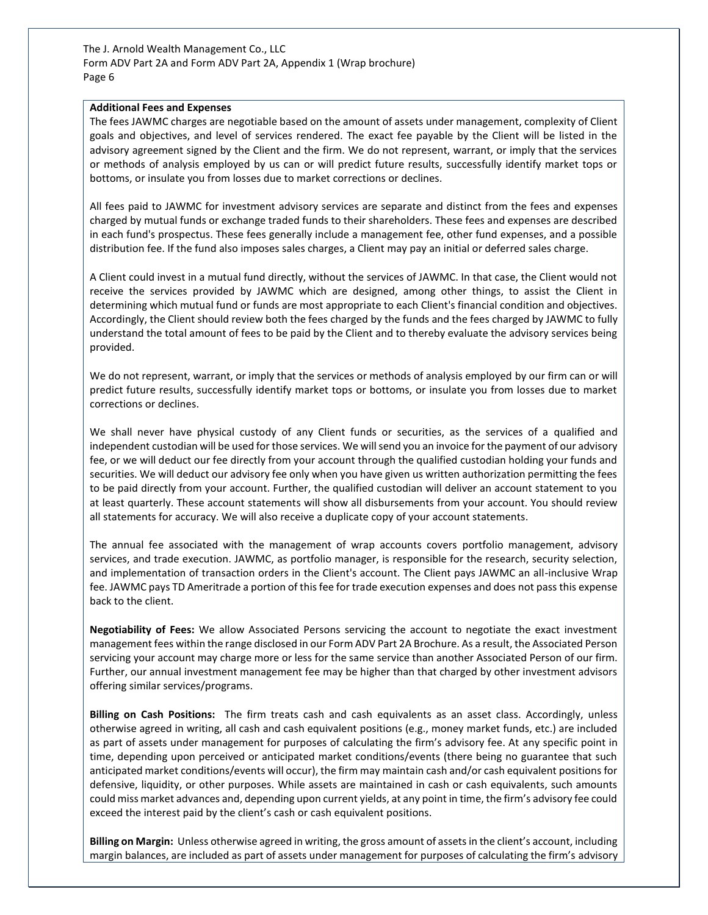**Additional Fees and Expenses**

The fees JAWMC charges are negotiable based on the amount of assets under management, complexity of Client goals and objectives, and level of services rendered. The exact fee payable by the Client will be listed in the advisory agreement signed by the Client and the firm. We do not represent, warrant, or imply that the services or methods of analysis employed by us can or will predict future results, successfully identify market tops or bottoms, or insulate you from losses due to market corrections or declines.

All fees paid to JAWMC for investment advisory services are separate and distinct from the fees and expenses charged by mutual funds or exchange traded funds to their shareholders. These fees and expenses are described in each fund's prospectus. These fees generally include a management fee, other fund expenses, and a possible distribution fee. If the fund also imposes sales charges, a Client may pay an initial or deferred sales charge.

A Client could invest in a mutual fund directly, without the services of JAWMC. In that case, the Client would not receive the services provided by JAWMC which are designed, among other things, to assist the Client in determining which mutual fund or funds are most appropriate to each Client's financial condition and objectives. Accordingly, the Client should review both the fees charged by the funds and the fees charged by JAWMC to fully understand the total amount of fees to be paid by the Client and to thereby evaluate the advisory services being provided.

We do not represent, warrant, or imply that the services or methods of analysis employed by our firm can or will predict future results, successfully identify market tops or bottoms, or insulate you from losses due to market corrections or declines.

We shall never have physical custody of any Client funds or securities, as the services of a qualified and independent custodian will be used for those services. We will send you an invoice for the payment of our advisory fee, or we will deduct our fee directly from your account through the qualified custodian holding your funds and securities. We will deduct our advisory fee only when you have given us written authorization permitting the fees to be paid directly from your account. Further, the qualified custodian will deliver an account statement to you at least quarterly. These account statements will show all disbursements from your account. You should review all statements for accuracy. We will also receive a duplicate copy of your account statements.

The annual fee associated with the management of wrap accounts covers portfolio management, advisory services, and trade execution. JAWMC, as portfolio manager, is responsible for the research, security selection, and implementation of transaction orders in the Client's account. The Client pays JAWMC an all-inclusive Wrap fee. JAWMC pays TD Ameritrade a portion of this fee for trade execution expenses and does not pass this expense back to the client.

**Negotiability of Fees:** We allow Associated Persons servicing the account to negotiate the exact investment management fees within the range disclosed in our Form ADV Part 2A Brochure. As a result, the Associated Person servicing your account may charge more or less for the same service than another Associated Person of our firm. Further, our annual investment management fee may be higher than that charged by other investment advisors offering similar services/programs.

**Billing on Cash Positions:** The firm treats cash and cash equivalents as an asset class. Accordingly, unless otherwise agreed in writing, all cash and cash equivalent positions (e.g., money market funds, etc.) are included as part of assets under management for purposes of calculating the firm's advisory fee. At any specific point in time, depending upon perceived or anticipated market conditions/events (there being no guarantee that such anticipated market conditions/events will occur), the firm may maintain cash and/or cash equivalent positions for defensive, liquidity, or other purposes. While assets are maintained in cash or cash equivalents, such amounts could miss market advances and, depending upon current yields, at any point in time, the firm's advisory fee could exceed the interest paid by the client's cash or cash equivalent positions.

**Billing on Margin:** Unless otherwise agreed in writing, the gross amount of assets in the client's account, including margin balances, are included as part of assets under management for purposes of calculating the firm's advisory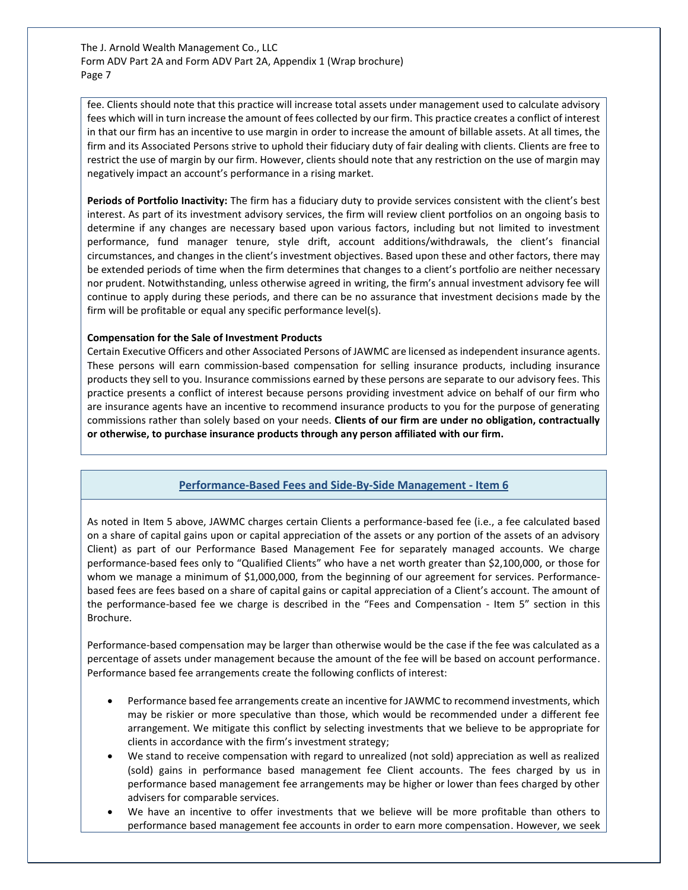fee. Clients should note that this practice will increase total assets under management used to calculate advisory fees which will in turn increase the amount of fees collected by our firm. This practice creates a conflict of interest in that our firm has an incentive to use margin in order to increase the amount of billable assets. At all times, the firm and its Associated Persons strive to uphold their fiduciary duty of fair dealing with clients. Clients are free to restrict the use of margin by our firm. However, clients should note that any restriction on the use of margin may negatively impact an account's performance in a rising market.

**Periods of Portfolio Inactivity:** The firm has a fiduciary duty to provide services consistent with the client's best interest. As part of its investment advisory services, the firm will review client portfolios on an ongoing basis to determine if any changes are necessary based upon various factors, including but not limited to investment performance, fund manager tenure, style drift, account additions/withdrawals, the client's financial circumstances, and changes in the client's investment objectives. Based upon these and other factors, there may be extended periods of time when the firm determines that changes to a client's portfolio are neither necessary nor prudent. Notwithstanding, unless otherwise agreed in writing, the firm's annual investment advisory fee will continue to apply during these periods, and there can be no assurance that investment decisions made by the firm will be profitable or equal any specific performance level(s).

**Compensation for the Sale of Investment Products**

Certain Executive Officers and other Associated Persons of JAWMC are licensed as independent insurance agents. These persons will earn commission-based compensation for selling insurance products, including insurance products they sell to you. Insurance commissions earned by these persons are separate to our advisory fees. This practice presents a conflict of interest because persons providing investment advice on behalf of our firm who are insurance agents have an incentive to recommend insurance products to you for the purpose of generating commissions rather than solely based on your needs. **Clients of our firm are under no obligation, contractually or otherwise, to purchase insurance products through any person affiliated with our firm.**

## Performance-Based Fees and Side-By-Side Management - Item 6

As noted in Item 5 above, JAWMC charges certain Clients a performance-based fee (i.e., a fee calculated based on a share of capital gains upon or capital appreciation of the assets or any portion of the assets of an advisory Client) as part of our Performance Based Management Fee for separately managed accounts. We charge performance-based fees only to "Qualified Clients" who have a net worth greater than $2,100,000, or those for whom we manage a minimum of $1,000,000, from the beginning of our agreement for services. Performance-based fees are fees based on a share of capital gains or capital appreciation of a Client's account. The amount of the performance-based fee we charge is described in the "Fees and Compensation - Item 5" section in this Brochure.

Performance-based compensation may be larger than otherwise would be the case if the fee was calculated as a percentage of assets under management because the amount of the fee will be based on account performance. Performance based fee arrangements create the following conflicts of interest:

- Performance based fee arrangements create an incentive for JAWMC to recommend investments, which may be riskier or more speculative than those, which would be recommended under a different fee arrangement. We mitigate this conflict by selecting investments that we believe to be appropriate for clients in accordance with the firm's investment strategy;
- We stand to receive compensation with regard to unrealized (not sold) appreciation as well as realized (sold) gains in performance based management fee Client accounts. The fees charged by us in performance based management fee arrangements may be higher or lower than fees charged by other advisers for comparable services.
- We have an incentive to offer investments that we believe will be more profitable than others to performance based management fee accounts in order to earn more compensation. However, we seek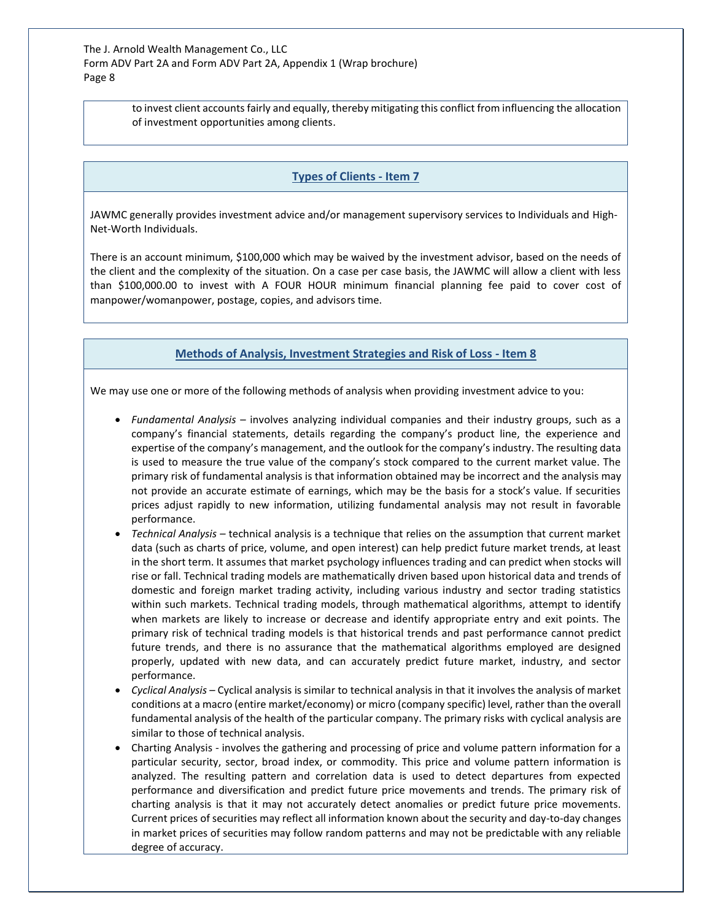to invest client accounts fairly and equally, thereby mitigating this conflict from influencing the allocation of investment opportunities among clients.

## Types of Clients - Item 7

JAWMC generally provides investment advice and/or management supervisory services to Individuals and High-Net-Worth Individuals.

There is an account minimum, $100,000 which may be waived by the investment advisor, based on the needs of the client and the complexity of the situation. On a case per case basis, the JAWMC will allow a client with less than $100,000.00 to invest with A FOUR HOUR minimum financial planning fee paid to cover cost of manpower/womanpower, postage, copies, and advisors time.

## Methods of Analysis, Investment Strategies and Risk of Loss - Item 8

We may use one or more of the following methods of analysis when providing investment advice to you:

- *Fundamental Analysis* – involves analyzing individual companies and their industry groups, such as a company's financial statements, details regarding the company's product line, the experience and expertise of the company's management, and the outlook for the company's industry. The resulting data is used to measure the true value of the company's stock compared to the current market value. The primary risk of fundamental analysis is that information obtained may be incorrect and the analysis may not provide an accurate estimate of earnings, which may be the basis for a stock's value. If securities prices adjust rapidly to new information, utilizing fundamental analysis may not result in favorable performance.
- *Technical Analysis* – technical analysis is a technique that relies on the assumption that current market data (such as charts of price, volume, and open interest) can help predict future market trends, at least in the short term. It assumes that market psychology influences trading and can predict when stocks will rise or fall. Technical trading models are mathematically driven based upon historical data and trends of domestic and foreign market trading activity, including various industry and sector trading statistics within such markets. Technical trading models, through mathematical algorithms, attempt to identify when markets are likely to increase or decrease and identify appropriate entry and exit points. The primary risk of technical trading models is that historical trends and past performance cannot predict future trends, and there is no assurance that the mathematical algorithms employed are designed properly, updated with new data, and can accurately predict future market, industry, and sector performance.
- *Cyclical Analysis* – Cyclical analysis is similar to technical analysis in that it involves the analysis of market conditions at a macro (entire market/economy) or micro (company specific) level, rather than the overall fundamental analysis of the health of the particular company. The primary risks with cyclical analysis are similar to those of technical analysis.
- Charting Analysis - involves the gathering and processing of price and volume pattern information for a particular security, sector, broad index, or commodity. This price and volume pattern information is analyzed. The resulting pattern and correlation data is used to detect departures from expected performance and diversification and predict future price movements and trends. The primary risk of charting analysis is that it may not accurately detect anomalies or predict future price movements. Current prices of securities may reflect all information known about the security and day-to-day changes in market prices of securities may follow random patterns and may not be predictable with any reliable degree of accuracy.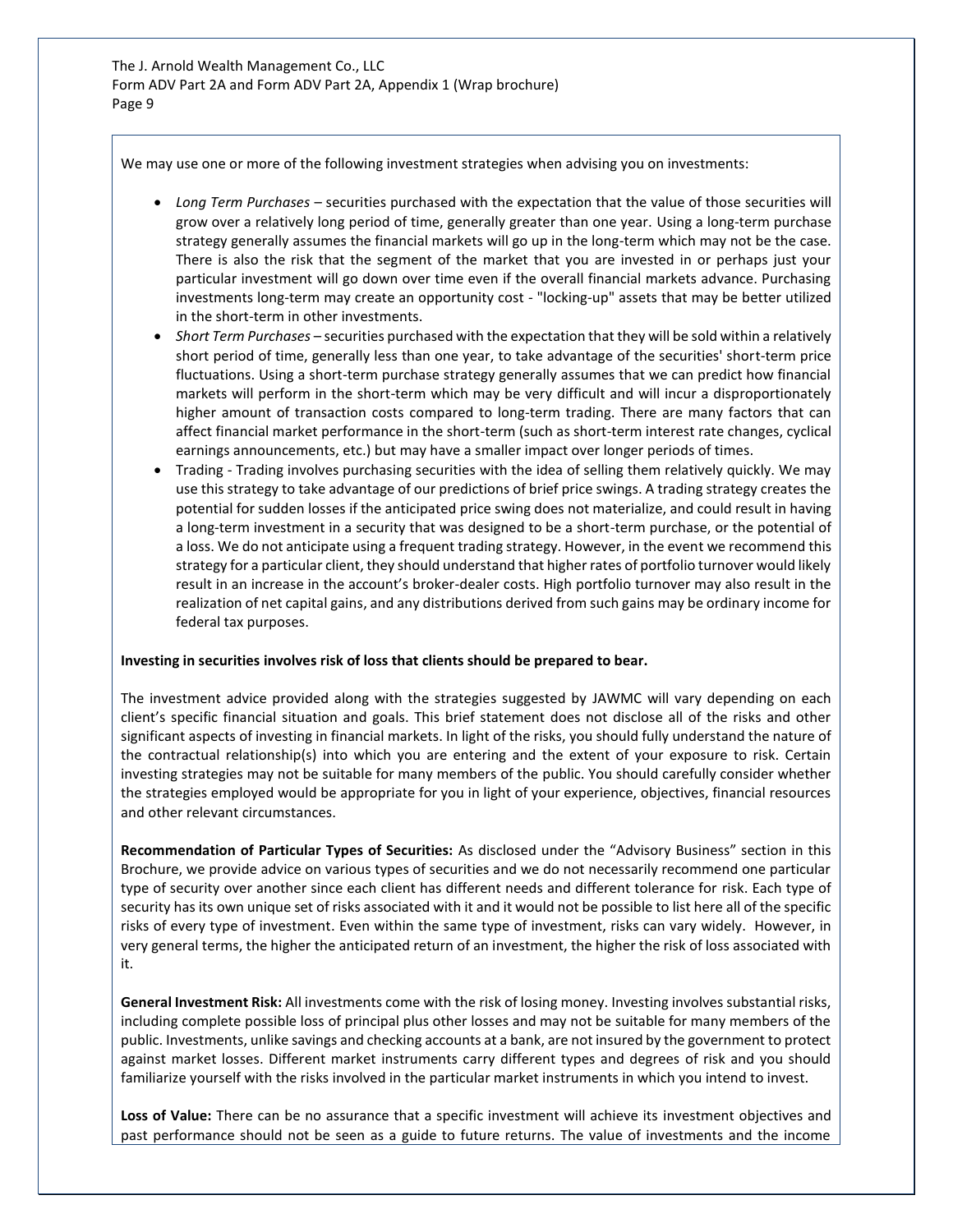We may use one or more of the following investment strategies when advising you on investments:

- *Long Term Purchases* – securities purchased with the expectation that the value of those securities will grow over a relatively long period of time, generally greater than one year. Using a long-term purchase strategy generally assumes the financial markets will go up in the long-term which may not be the case. There is also the risk that the segment of the market that you are invested in or perhaps just your particular investment will go down over time even if the overall financial markets advance. Purchasing investments long-term may create an opportunity cost - "locking-up" assets that may be better utilized in the short-term in other investments.
- *Short Term Purchases* – securities purchased with the expectation that they will be sold within a relatively short period of time, generally less than one year, to take advantage of the securities' short-term price fluctuations. Using a short-term purchase strategy generally assumes that we can predict how financial markets will perform in the short-term which may be very difficult and will incur a disproportionately higher amount of transaction costs compared to long-term trading. There are many factors that can affect financial market performance in the short-term (such as short-term interest rate changes, cyclical earnings announcements, etc.) but may have a smaller impact over longer periods of times.
- Trading - Trading involves purchasing securities with the idea of selling them relatively quickly. We may use this strategy to take advantage of our predictions of brief price swings. A trading strategy creates the potential for sudden losses if the anticipated price swing does not materialize, and could result in having a long-term investment in a security that was designed to be a short-term purchase, or the potential of a loss. We do not anticipate using a frequent trading strategy. However, in the event we recommend this strategy for a particular client, they should understand that higher rates of portfolio turnover would likely result in an increase in the account's broker-dealer costs. High portfolio turnover may also result in the realization of net capital gains, and any distributions derived from such gains may be ordinary income for federal tax purposes.

**Investing in securities involves risk of loss that clients should be prepared to bear.**

The investment advice provided along with the strategies suggested by JAWMC will vary depending on each client's specific financial situation and goals. This brief statement does not disclose all of the risks and other significant aspects of investing in financial markets. In light of the risks, you should fully understand the nature of the contractual relationship(s) into which you are entering and the extent of your exposure to risk. Certain investing strategies may not be suitable for many members of the public. You should carefully consider whether the strategies employed would be appropriate for you in light of your experience, objectives, financial resources and other relevant circumstances.

**Recommendation of Particular Types of Securities:** As disclosed under the "Advisory Business" section in this Brochure, we provide advice on various types of securities and we do not necessarily recommend one particular type of security over another since each client has different needs and different tolerance for risk. Each type of security has its own unique set of risks associated with it and it would not be possible to list here all of the specific risks of every type of investment. Even within the same type of investment, risks can vary widely. However, in very general terms, the higher the anticipated return of an investment, the higher the risk of loss associated with it.

**General Investment Risk:** All investments come with the risk of losing money. Investing involves substantial risks, including complete possible loss of principal plus other losses and may not be suitable for many members of the public. Investments, unlike savings and checking accounts at a bank, are not insured by the government to protect against market losses. Different market instruments carry different types and degrees of risk and you should familiarize yourself with the risks involved in the particular market instruments in which you intend to invest.

**Loss of Value:** There can be no assurance that a specific investment will achieve its investment objectives and past performance should not be seen as a guide to future returns. The value of investments and the income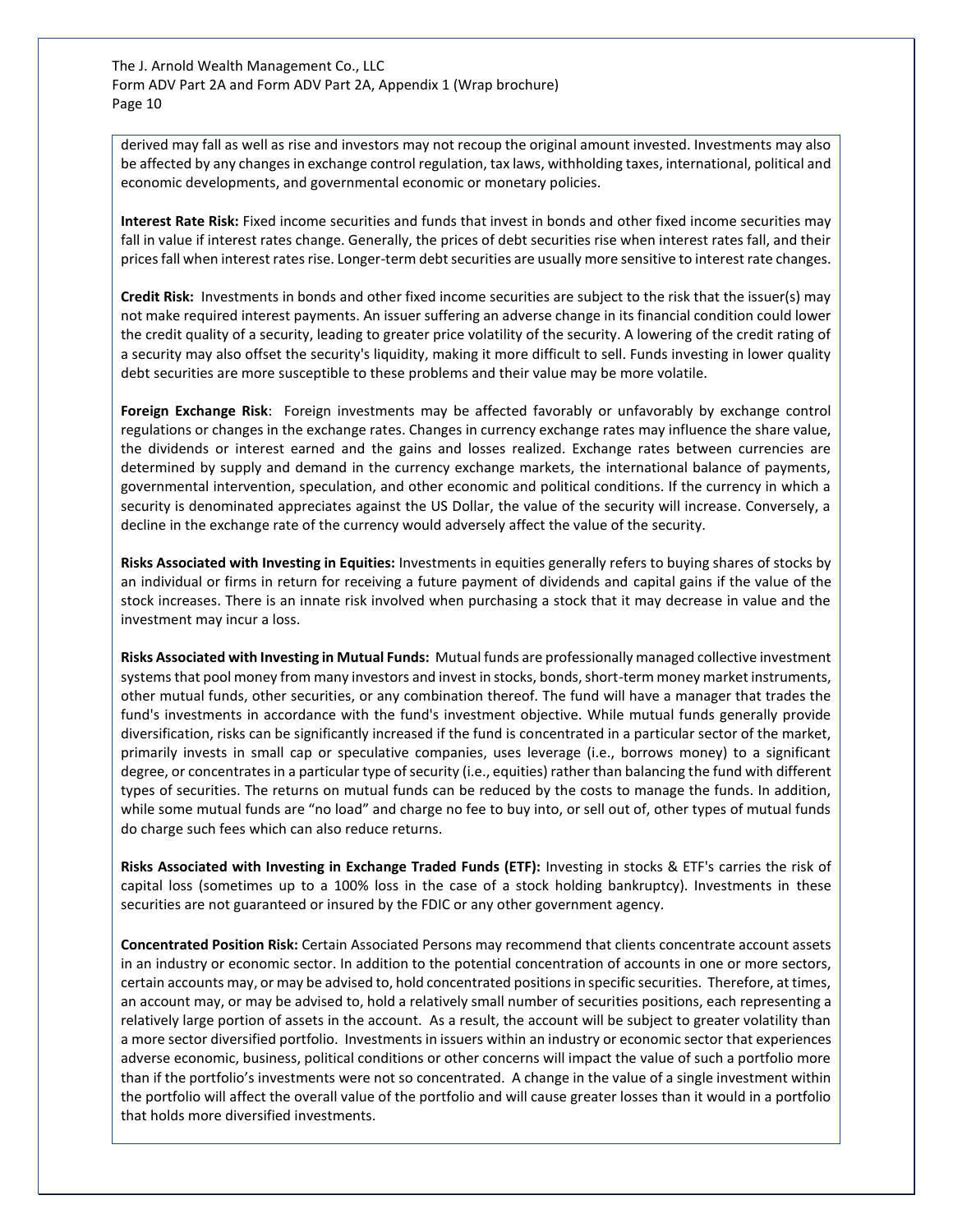derived may fall as well as rise and investors may not recoup the original amount invested. Investments may also be affected by any changes in exchange control regulation, tax laws, withholding taxes, international, political and economic developments, and governmental economic or monetary policies.

**Interest Rate Risk:** Fixed income securities and funds that invest in bonds and other fixed income securities may fall in value if interest rates change. Generally, the prices of debt securities rise when interest rates fall, and their prices fall when interest rates rise. Longer-term debt securities are usually more sensitive to interest rate changes.

**Credit Risk:** Investments in bonds and other fixed income securities are subject to the risk that the issuer(s) may not make required interest payments. An issuer suffering an adverse change in its financial condition could lower the credit quality of a security, leading to greater price volatility of the security. A lowering of the credit rating of a security may also offset the security's liquidity, making it more difficult to sell. Funds investing in lower quality debt securities are more susceptible to these problems and their value may be more volatile.

**Foreign Exchange Risk**: Foreign investments may be affected favorably or unfavorably by exchange control regulations or changes in the exchange rates. Changes in currency exchange rates may influence the share value, the dividends or interest earned and the gains and losses realized. Exchange rates between currencies are determined by supply and demand in the currency exchange markets, the international balance of payments, governmental intervention, speculation, and other economic and political conditions. If the currency in which a security is denominated appreciates against the US Dollar, the value of the security will increase. Conversely, a decline in the exchange rate of the currency would adversely affect the value of the security.

**Risks Associated with Investing in Equities:** Investments in equities generally refers to buying shares of stocks by an individual or firms in return for receiving a future payment of dividends and capital gains if the value of the stock increases. There is an innate risk involved when purchasing a stock that it may decrease in value and the investment may incur a loss.

**Risks Associated with Investing in Mutual Funds:** Mutual funds are professionally managed collective investment systems that pool money from many investors and invest in stocks, bonds, short-term money market instruments, other mutual funds, other securities, or any combination thereof. The fund will have a manager that trades the fund's investments in accordance with the fund's investment objective. While mutual funds generally provide diversification, risks can be significantly increased if the fund is concentrated in a particular sector of the market, primarily invests in small cap or speculative companies, uses leverage (i.e., borrows money) to a significant degree, or concentrates in a particular type of security (i.e., equities) rather than balancing the fund with different types of securities. The returns on mutual funds can be reduced by the costs to manage the funds. In addition, while some mutual funds are "no load" and charge no fee to buy into, or sell out of, other types of mutual funds do charge such fees which can also reduce returns.

**Risks Associated with Investing in Exchange Traded Funds (ETF):** Investing in stocks & ETF's carries the risk of capital loss (sometimes up to a 100% loss in the case of a stock holding bankruptcy). Investments in these securities are not guaranteed or insured by the FDIC or any other government agency.

**Concentrated Position Risk:** Certain Associated Persons may recommend that clients concentrate account assets in an industry or economic sector. In addition to the potential concentration of accounts in one or more sectors, certain accounts may, or may be advised to, hold concentrated positions in specific securities. Therefore, at times, an account may, or may be advised to, hold a relatively small number of securities positions, each representing a relatively large portion of assets in the account. As a result, the account will be subject to greater volatility than a more sector diversified portfolio. Investments in issuers within an industry or economic sector that experiences adverse economic, business, political conditions or other concerns will impact the value of such a portfolio more than if the portfolio's investments were not so concentrated. A change in the value of a single investment within the portfolio will affect the overall value of the portfolio and will cause greater losses than it would in a portfolio that holds more diversified investments.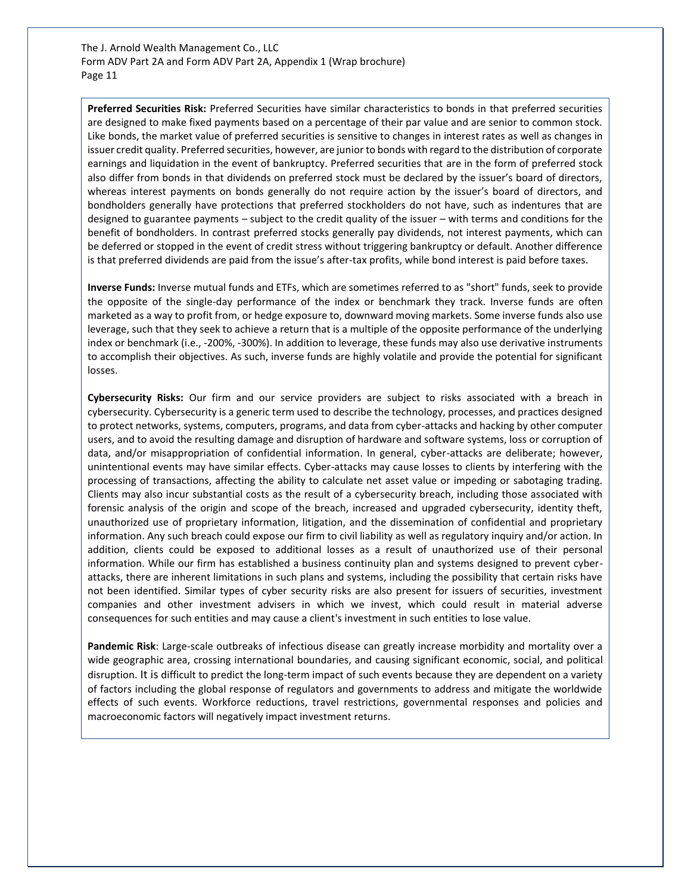**Preferred Securities Risk:** Preferred Securities have similar characteristics to bonds in that preferred securities are designed to make fixed payments based on a percentage of their par value and are senior to common stock. Like bonds, the market value of preferred securities is sensitive to changes in interest rates as well as changes in issuer credit quality. Preferred securities, however, are junior to bonds with regard to the distribution of corporate earnings and liquidation in the event of bankruptcy. Preferred securities that are in the form of preferred stock also differ from bonds in that dividends on preferred stock must be declared by the issuer's board of directors, whereas interest payments on bonds generally do not require action by the issuer's board of directors, and bondholders generally have protections that preferred stockholders do not have, such as indentures that are designed to guarantee payments – subject to the credit quality of the issuer – with terms and conditions for the benefit of bondholders. In contrast preferred stocks generally pay dividends, not interest payments, which can be deferred or stopped in the event of credit stress without triggering bankruptcy or default. Another difference is that preferred dividends are paid from the issue's after-tax profits, while bond interest is paid before taxes.

**Inverse Funds:** Inverse mutual funds and ETFs, which are sometimes referred to as "short" funds, seek to provide the opposite of the single-day performance of the index or benchmark they track. Inverse funds are often marketed as a way to profit from, or hedge exposure to, downward moving markets. Some inverse funds also use leverage, such that they seek to achieve a return that is a multiple of the opposite performance of the underlying index or benchmark (i.e., -200%, -300%). In addition to leverage, these funds may also use derivative instruments to accomplish their objectives. As such, inverse funds are highly volatile and provide the potential for significant losses.

**Cybersecurity Risks:** Our firm and our service providers are subject to risks associated with a breach in cybersecurity. Cybersecurity is a generic term used to describe the technology, processes, and practices designed to protect networks, systems, computers, programs, and data from cyber-attacks and hacking by other computer users, and to avoid the resulting damage and disruption of hardware and software systems, loss or corruption of data, and/or misappropriation of confidential information. In general, cyber-attacks are deliberate; however, unintentional events may have similar effects. Cyber-attacks may cause losses to clients by interfering with the processing of transactions, affecting the ability to calculate net asset value or impeding or sabotaging trading. Clients may also incur substantial costs as the result of a cybersecurity breach, including those associated with forensic analysis of the origin and scope of the breach, increased and upgraded cybersecurity, identity theft, unauthorized use of proprietary information, litigation, and the dissemination of confidential and proprietary information. Any such breach could expose our firm to civil liability as well as regulatory inquiry and/or action. In addition, clients could be exposed to additional losses as a result of unauthorized use of their personal information. While our firm has established a business continuity plan and systems designed to prevent cyber-attacks, there are inherent limitations in such plans and systems, including the possibility that certain risks have not been identified. Similar types of cyber security risks are also present for issuers of securities, investment companies and other investment advisers in which we invest, which could result in material adverse consequences for such entities and may cause a client's investment in such entities to lose value.

**Pandemic Risk**: Large-scale outbreaks of infectious disease can greatly increase morbidity and mortality over a wide geographic area, crossing international boundaries, and causing significant economic, social, and political disruption. It is difficult to predict the long-term impact of such events because they are dependent on a variety of factors including the global response of regulators and governments to address and mitigate the worldwide effects of such events. Workforce reductions, travel restrictions, governmental responses and policies and macroeconomic factors will negatively impact investment returns.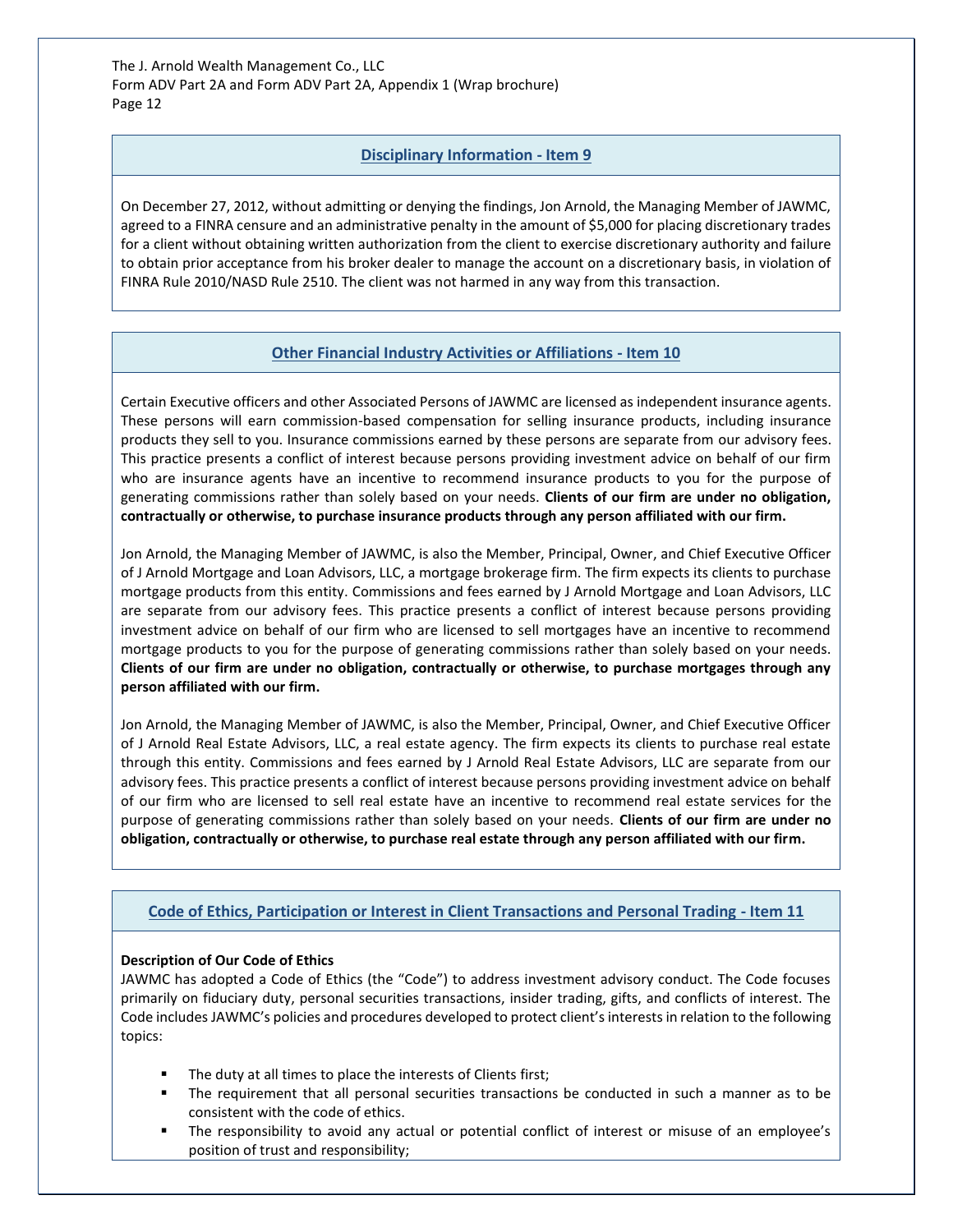## Disciplinary Information - Item 9

On December 27, 2012, without admitting or denying the findings, Jon Arnold, the Managing Member of JAWMC, agreed to a FINRA censure and an administrative penalty in the amount of $5,000 for placing discretionary trades for a client without obtaining written authorization from the client to exercise discretionary authority and failure to obtain prior acceptance from his broker dealer to manage the account on a discretionary basis, in violation of FINRA Rule 2010/NASD Rule 2510. The client was not harmed in any way from this transaction.

## Other Financial Industry Activities or Affiliations - Item 10

Certain Executive officers and other Associated Persons of JAWMC are licensed as independent insurance agents. These persons will earn commission-based compensation for selling insurance products, including insurance products they sell to you. Insurance commissions earned by these persons are separate from our advisory fees. This practice presents a conflict of interest because persons providing investment advice on behalf of our firm who are insurance agents have an incentive to recommend insurance products to you for the purpose of generating commissions rather than solely based on your needs. **Clients of our firm are under no obligation, contractually or otherwise, to purchase insurance products through any person affiliated with our firm.**

Jon Arnold, the Managing Member of JAWMC, is also the Member, Principal, Owner, and Chief Executive Officer of J Arnold Mortgage and Loan Advisors, LLC, a mortgage brokerage firm. The firm expects its clients to purchase mortgage products from this entity. Commissions and fees earned by J Arnold Mortgage and Loan Advisors, LLC are separate from our advisory fees. This practice presents a conflict of interest because persons providing investment advice on behalf of our firm who are licensed to sell mortgages have an incentive to recommend mortgage products to you for the purpose of generating commissions rather than solely based on your needs. **Clients of our firm are under no obligation, contractually or otherwise, to purchase mortgages through any person affiliated with our firm.**

Jon Arnold, the Managing Member of JAWMC, is also the Member, Principal, Owner, and Chief Executive Officer of J Arnold Real Estate Advisors, LLC, a real estate agency. The firm expects its clients to purchase real estate through this entity. Commissions and fees earned by J Arnold Real Estate Advisors, LLC are separate from our advisory fees. This practice presents a conflict of interest because persons providing investment advice on behalf of our firm who are licensed to sell real estate have an incentive to recommend real estate services for the purpose of generating commissions rather than solely based on your needs. **Clients of our firm are under no obligation, contractually or otherwise, to purchase real estate through any person affiliated with our firm.**

## Code of Ethics, Participation or Interest in Client Transactions and Personal Trading - Item 11

**Description of Our Code of Ethics**

JAWMC has adopted a Code of Ethics (the "Code") to address investment advisory conduct. The Code focuses primarily on fiduciary duty, personal securities transactions, insider trading, gifts, and conflicts of interest. The Code includes JAWMC's policies and procedures developed to protect client's interests in relation to the following topics:

- The duty at all times to place the interests of Clients first;
- The requirement that all personal securities transactions be conducted in such a manner as to be consistent with the code of ethics.
- The responsibility to avoid any actual or potential conflict of interest or misuse of an employee's position of trust and responsibility;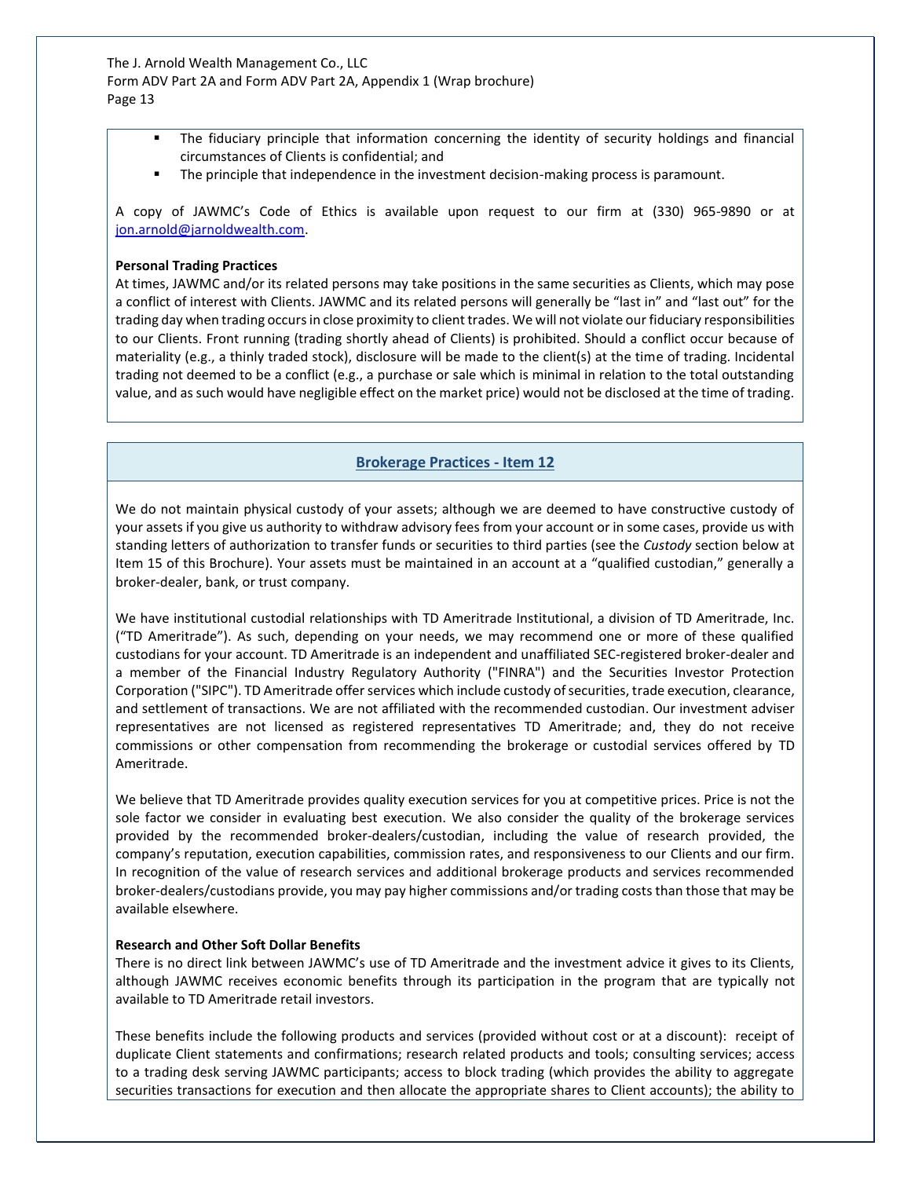- The fiduciary principle that information concerning the identity of security holdings and financial circumstances of Clients is confidential; and
- The principle that independence in the investment decision-making process is paramount.

A copy of JAWMC's Code of Ethics is available upon request to our firm at (330) 965-9890 or at jon.arnold@jarnoldwealth.com.

**Personal Trading Practices**

At times, JAWMC and/or its related persons may take positions in the same securities as Clients, which may pose a conflict of interest with Clients. JAWMC and its related persons will generally be "last in" and "last out" for the trading day when trading occurs in close proximity to client trades. We will not violate our fiduciary responsibilities to our Clients. Front running (trading shortly ahead of Clients) is prohibited. Should a conflict occur because of materiality (e.g., a thinly traded stock), disclosure will be made to the client(s) at the time of trading. Incidental trading not deemed to be a conflict (e.g., a purchase or sale which is minimal in relation to the total outstanding value, and as such would have negligible effect on the market price) would not be disclosed at the time of trading.

## Brokerage Practices - Item 12

We do not maintain physical custody of your assets; although we are deemed to have constructive custody of your assets if you give us authority to withdraw advisory fees from your account or in some cases, provide us with standing letters of authorization to transfer funds or securities to third parties (see the *Custody* section below at Item 15 of this Brochure). Your assets must be maintained in an account at a "qualified custodian," generally a broker-dealer, bank, or trust company.

We have institutional custodial relationships with TD Ameritrade Institutional, a division of TD Ameritrade, Inc. ("TD Ameritrade"). As such, depending on your needs, we may recommend one or more of these qualified custodians for your account. TD Ameritrade is an independent and unaffiliated SEC-registered broker-dealer and a member of the Financial Industry Regulatory Authority ("FINRA") and the Securities Investor Protection Corporation ("SIPC"). TD Ameritrade offer services which include custody of securities, trade execution, clearance, and settlement of transactions. We are not affiliated with the recommended custodian. Our investment adviser representatives are not licensed as registered representatives TD Ameritrade; and, they do not receive commissions or other compensation from recommending the brokerage or custodial services offered by TD Ameritrade.

We believe that TD Ameritrade provides quality execution services for you at competitive prices. Price is not the sole factor we consider in evaluating best execution. We also consider the quality of the brokerage services provided by the recommended broker-dealers/custodian, including the value of research provided, the company's reputation, execution capabilities, commission rates, and responsiveness to our Clients and our firm. In recognition of the value of research services and additional brokerage products and services recommended broker-dealers/custodians provide, you may pay higher commissions and/or trading costs than those that may be available elsewhere.

**Research and Other Soft Dollar Benefits**

There is no direct link between JAWMC's use of TD Ameritrade and the investment advice it gives to its Clients, although JAWMC receives economic benefits through its participation in the program that are typically not available to TD Ameritrade retail investors.

These benefits include the following products and services (provided without cost or at a discount): receipt of duplicate Client statements and confirmations; research related products and tools; consulting services; access to a trading desk serving JAWMC participants; access to block trading (which provides the ability to aggregate securities transactions for execution and then allocate the appropriate shares to Client accounts); the ability to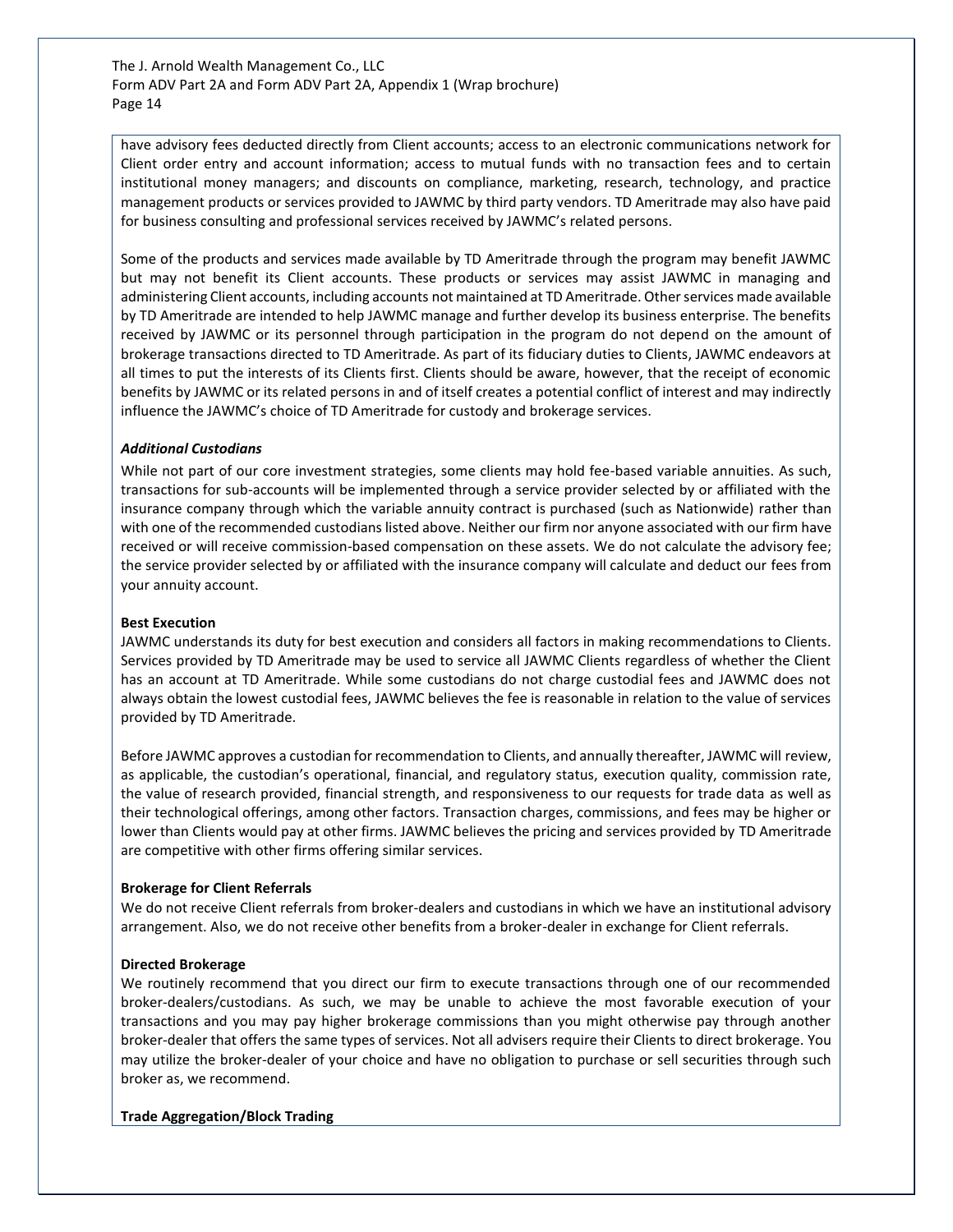have advisory fees deducted directly from Client accounts; access to an electronic communications network for Client order entry and account information; access to mutual funds with no transaction fees and to certain institutional money managers; and discounts on compliance, marketing, research, technology, and practice management products or services provided to JAWMC by third party vendors. TD Ameritrade may also have paid for business consulting and professional services received by JAWMC's related persons.

Some of the products and services made available by TD Ameritrade through the program may benefit JAWMC but may not benefit its Client accounts. These products or services may assist JAWMC in managing and administering Client accounts, including accounts not maintained at TD Ameritrade. Other services made available by TD Ameritrade are intended to help JAWMC manage and further develop its business enterprise. The benefits received by JAWMC or its personnel through participation in the program do not depend on the amount of brokerage transactions directed to TD Ameritrade. As part of its fiduciary duties to Clients, JAWMC endeavors at all times to put the interests of its Clients first. Clients should be aware, however, that the receipt of economic benefits by JAWMC or its related persons in and of itself creates a potential conflict of interest and may indirectly influence the JAWMC's choice of TD Ameritrade for custody and brokerage services.

***Additional Custodians***

While not part of our core investment strategies, some clients may hold fee-based variable annuities. As such, transactions for sub-accounts will be implemented through a service provider selected by or affiliated with the insurance company through which the variable annuity contract is purchased (such as Nationwide) rather than with one of the recommended custodians listed above. Neither our firm nor anyone associated with our firm have received or will receive commission-based compensation on these assets. We do not calculate the advisory fee; the service provider selected by or affiliated with the insurance company will calculate and deduct our fees from your annuity account.

**Best Execution**

JAWMC understands its duty for best execution and considers all factors in making recommendations to Clients. Services provided by TD Ameritrade may be used to service all JAWMC Clients regardless of whether the Client has an account at TD Ameritrade. While some custodians do not charge custodial fees and JAWMC does not always obtain the lowest custodial fees, JAWMC believes the fee is reasonable in relation to the value of services provided by TD Ameritrade.

Before JAWMC approves a custodian for recommendation to Clients, and annually thereafter, JAWMC will review, as applicable, the custodian's operational, financial, and regulatory status, execution quality, commission rate, the value of research provided, financial strength, and responsiveness to our requests for trade data as well as their technological offerings, among other factors. Transaction charges, commissions, and fees may be higher or lower than Clients would pay at other firms. JAWMC believes the pricing and services provided by TD Ameritrade are competitive with other firms offering similar services.

**Brokerage for Client Referrals**

We do not receive Client referrals from broker-dealers and custodians in which we have an institutional advisory arrangement. Also, we do not receive other benefits from a broker-dealer in exchange for Client referrals.

**Directed Brokerage**

We routinely recommend that you direct our firm to execute transactions through one of our recommended broker-dealers/custodians. As such, we may be unable to achieve the most favorable execution of your transactions and you may pay higher brokerage commissions than you might otherwise pay through another broker-dealer that offers the same types of services. Not all advisers require their Clients to direct brokerage. You may utilize the broker-dealer of your choice and have no obligation to purchase or sell securities through such broker as, we recommend.

**Trade Aggregation/Block Trading**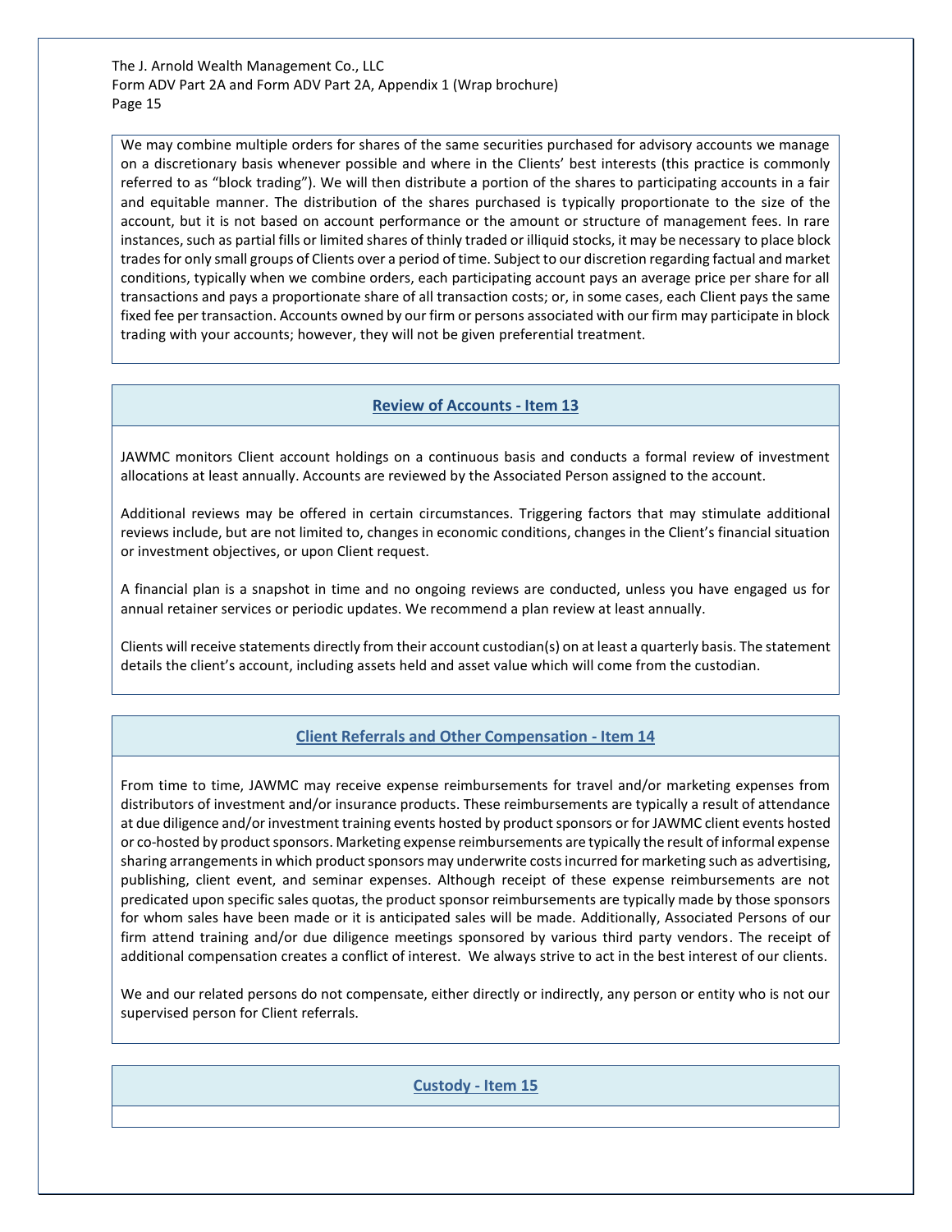We may combine multiple orders for shares of the same securities purchased for advisory accounts we manage on a discretionary basis whenever possible and where in the Clients' best interests (this practice is commonly referred to as "block trading"). We will then distribute a portion of the shares to participating accounts in a fair and equitable manner. The distribution of the shares purchased is typically proportionate to the size of the account, but it is not based on account performance or the amount or structure of management fees. In rare instances, such as partial fills or limited shares of thinly traded or illiquid stocks, it may be necessary to place block trades for only small groups of Clients over a period of time. Subject to our discretion regarding factual and market conditions, typically when we combine orders, each participating account pays an average price per share for all transactions and pays a proportionate share of all transaction costs; or, in some cases, each Client pays the same fixed fee per transaction. Accounts owned by our firm or persons associated with our firm may participate in block trading with your accounts; however, they will not be given preferential treatment.

## Review of Accounts - Item 13

JAWMC monitors Client account holdings on a continuous basis and conducts a formal review of investment allocations at least annually. Accounts are reviewed by the Associated Person assigned to the account.

Additional reviews may be offered in certain circumstances. Triggering factors that may stimulate additional reviews include, but are not limited to, changes in economic conditions, changes in the Client's financial situation or investment objectives, or upon Client request.

A financial plan is a snapshot in time and no ongoing reviews are conducted, unless you have engaged us for annual retainer services or periodic updates. We recommend a plan review at least annually.

Clients will receive statements directly from their account custodian(s) on at least a quarterly basis. The statement details the client's account, including assets held and asset value which will come from the custodian.

## Client Referrals and Other Compensation - Item 14

From time to time, JAWMC may receive expense reimbursements for travel and/or marketing expenses from distributors of investment and/or insurance products. These reimbursements are typically a result of attendance at due diligence and/or investment training events hosted by product sponsors or for JAWMC client events hosted or co-hosted by product sponsors. Marketing expense reimbursements are typically the result of informal expense sharing arrangements in which product sponsors may underwrite costs incurred for marketing such as advertising, publishing, client event, and seminar expenses. Although receipt of these expense reimbursements are not predicated upon specific sales quotas, the product sponsor reimbursements are typically made by those sponsors for whom sales have been made or it is anticipated sales will be made. Additionally, Associated Persons of our firm attend training and/or due diligence meetings sponsored by various third party vendors. The receipt of additional compensation creates a conflict of interest. We always strive to act in the best interest of our clients.

We and our related persons do not compensate, either directly or indirectly, any person or entity who is not our supervised person for Client referrals.

## Custody - Item 15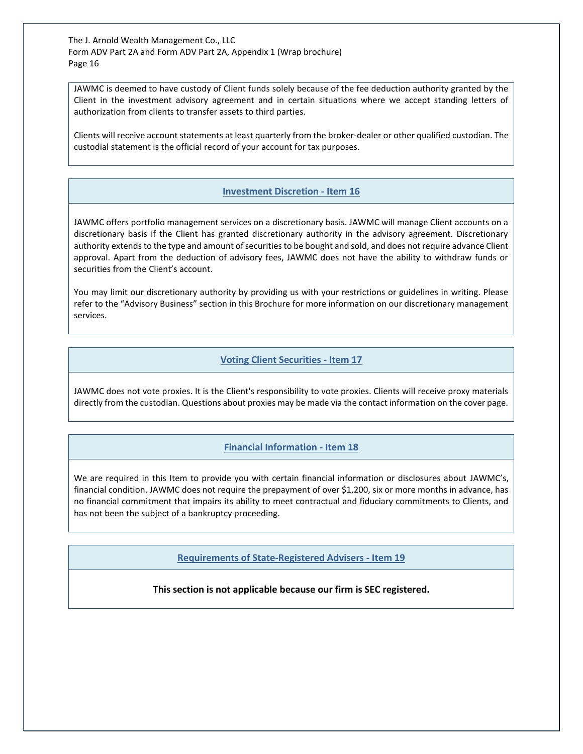JAWMC is deemed to have custody of Client funds solely because of the fee deduction authority granted by the Client in the investment advisory agreement and in certain situations where we accept standing letters of authorization from clients to transfer assets to third parties.

Clients will receive account statements at least quarterly from the broker-dealer or other qualified custodian. The custodial statement is the official record of your account for tax purposes.

## Investment Discretion - Item 16

JAWMC offers portfolio management services on a discretionary basis. JAWMC will manage Client accounts on a discretionary basis if the Client has granted discretionary authority in the advisory agreement. Discretionary authority extends to the type and amount of securities to be bought and sold, and does not require advance Client approval. Apart from the deduction of advisory fees, JAWMC does not have the ability to withdraw funds or securities from the Client's account.

You may limit our discretionary authority by providing us with your restrictions or guidelines in writing. Please refer to the "Advisory Business" section in this Brochure for more information on our discretionary management services.

## Voting Client Securities - Item 17

JAWMC does not vote proxies. It is the Client's responsibility to vote proxies. Clients will receive proxy materials directly from the custodian. Questions about proxies may be made via the contact information on the cover page.

## Financial Information - Item 18

We are required in this Item to provide you with certain financial information or disclosures about JAWMC's, financial condition. JAWMC does not require the prepayment of over $1,200, six or more months in advance, has no financial commitment that impairs its ability to meet contractual and fiduciary commitments to Clients, and has not been the subject of a bankruptcy proceeding.

## Requirements of State-Registered Advisers - Item 19

**This section is not applicable because our firm is SEC registered.**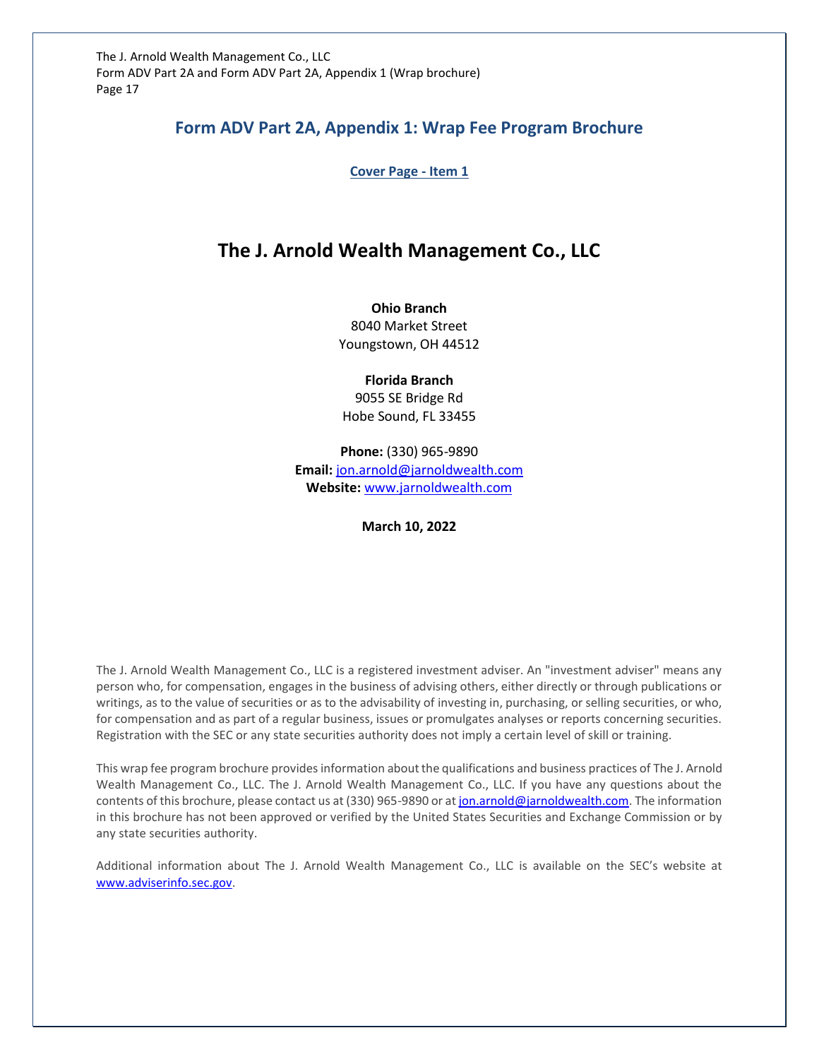# Form ADV Part 2A, Appendix 1: Wrap Fee Program Brochure

## Cover Page - Item 1

# The J. Arnold Wealth Management Co., LLC

**Ohio Branch**
8040 Market Street
Youngstown, OH 44512

**Florida Branch**
9055 SE Bridge Rd
Hobe Sound, FL 33455

**Phone:** (330) 965-9890
**Email:** jon.arnold@jarnoldwealth.com
**Website:** www.jarnoldwealth.com

**March 10, 2022**

The J. Arnold Wealth Management Co., LLC is a registered investment adviser. An "investment adviser" means any person who, for compensation, engages in the business of advising others, either directly or through publications or writings, as to the value of securities or as to the advisability of investing in, purchasing, or selling securities, or who, for compensation and as part of a regular business, issues or promulgates analyses or reports concerning securities. Registration with the SEC or any state securities authority does not imply a certain level of skill or training.

This wrap fee program brochure provides information about the qualifications and business practices of The J. Arnold Wealth Management Co., LLC. The J. Arnold Wealth Management Co., LLC. If you have any questions about the contents of this brochure, please contact us at (330) 965-9890 or at jon.arnold@jarnoldwealth.com. The information in this brochure has not been approved or verified by the United States Securities and Exchange Commission or by any state securities authority.

Additional information about The J. Arnold Wealth Management Co., LLC is available on the SEC's website at www.adviserinfo.sec.gov.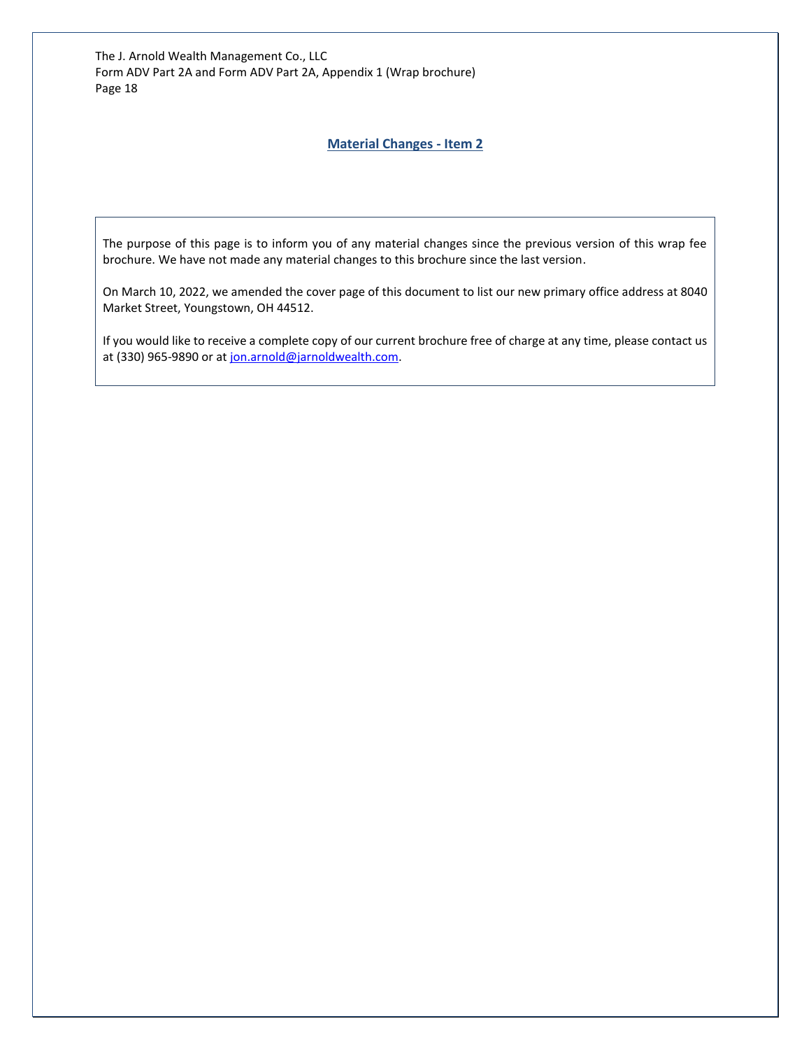## Material Changes - Item 2

The purpose of this page is to inform you of any material changes since the previous version of this wrap fee brochure. We have not made any material changes to this brochure since the last version.

On March 10, 2022, we amended the cover page of this document to list our new primary office address at 8040 Market Street, Youngstown, OH 44512.

If you would like to receive a complete copy of our current brochure free of charge at any time, please contact us at (330) 965-9890 or at jon.arnold@jarnoldwealth.com.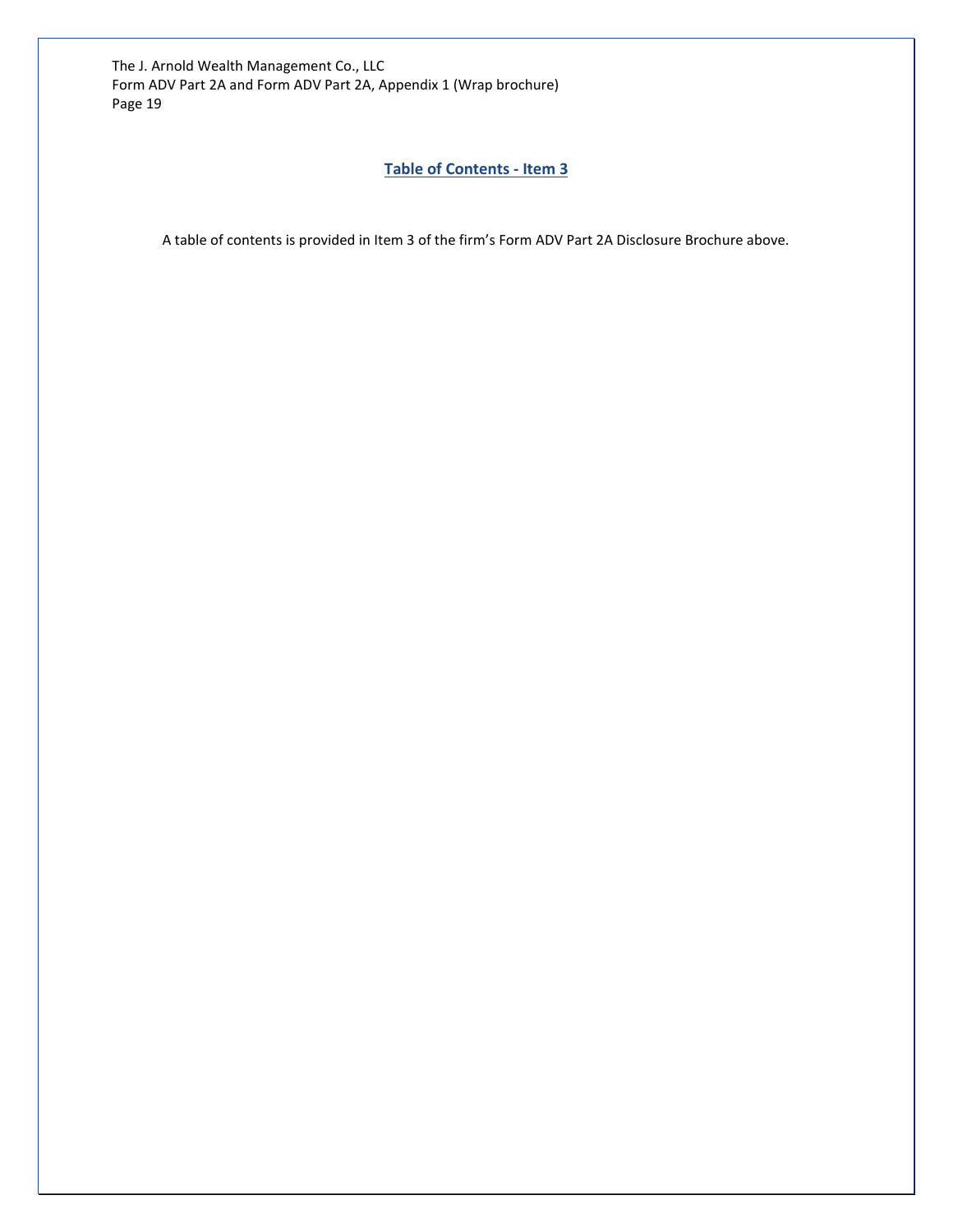## Table of Contents - Item 3

A table of contents is provided in Item 3 of the firm's Form ADV Part 2A Disclosure Brochure above.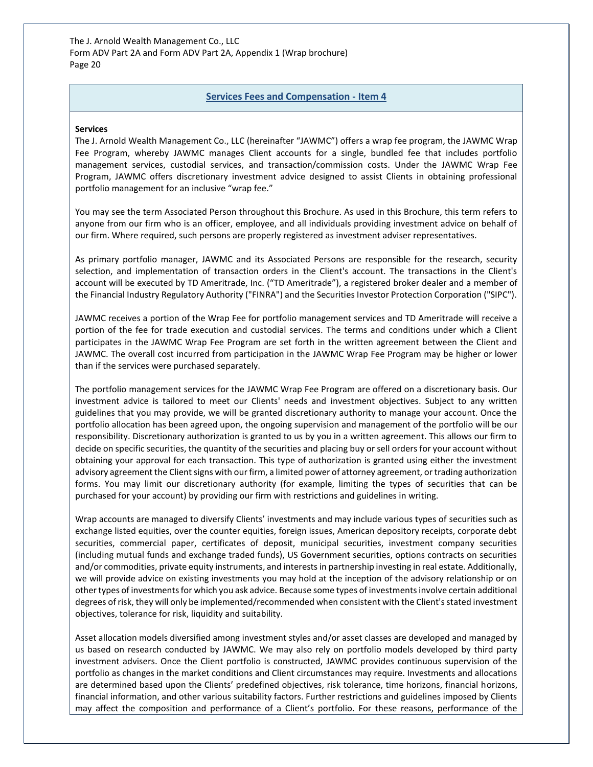## Services Fees and Compensation - Item 4

**Services**

The J. Arnold Wealth Management Co., LLC (hereinafter "JAWMC") offers a wrap fee program, the JAWMC Wrap Fee Program, whereby JAWMC manages Client accounts for a single, bundled fee that includes portfolio management services, custodial services, and transaction/commission costs. Under the JAWMC Wrap Fee Program, JAWMC offers discretionary investment advice designed to assist Clients in obtaining professional portfolio management for an inclusive "wrap fee."

You may see the term Associated Person throughout this Brochure. As used in this Brochure, this term refers to anyone from our firm who is an officer, employee, and all individuals providing investment advice on behalf of our firm. Where required, such persons are properly registered as investment adviser representatives.

As primary portfolio manager, JAWMC and its Associated Persons are responsible for the research, security selection, and implementation of transaction orders in the Client's account. The transactions in the Client's account will be executed by TD Ameritrade, Inc. ("TD Ameritrade"), a registered broker dealer and a member of the Financial Industry Regulatory Authority ("FINRA") and the Securities Investor Protection Corporation ("SIPC").

JAWMC receives a portion of the Wrap Fee for portfolio management services and TD Ameritrade will receive a portion of the fee for trade execution and custodial services. The terms and conditions under which a Client participates in the JAWMC Wrap Fee Program are set forth in the written agreement between the Client and JAWMC. The overall cost incurred from participation in the JAWMC Wrap Fee Program may be higher or lower than if the services were purchased separately.

The portfolio management services for the JAWMC Wrap Fee Program are offered on a discretionary basis. Our investment advice is tailored to meet our Clients' needs and investment objectives. Subject to any written guidelines that you may provide, we will be granted discretionary authority to manage your account. Once the portfolio allocation has been agreed upon, the ongoing supervision and management of the portfolio will be our responsibility. Discretionary authorization is granted to us by you in a written agreement. This allows our firm to decide on specific securities, the quantity of the securities and placing buy or sell orders for your account without obtaining your approval for each transaction. This type of authorization is granted using either the investment advisory agreement the Client signs with our firm, a limited power of attorney agreement, or trading authorization forms. You may limit our discretionary authority (for example, limiting the types of securities that can be purchased for your account) by providing our firm with restrictions and guidelines in writing.

Wrap accounts are managed to diversify Clients' investments and may include various types of securities such as exchange listed equities, over the counter equities, foreign issues, American depository receipts, corporate debt securities, commercial paper, certificates of deposit, municipal securities, investment company securities (including mutual funds and exchange traded funds), US Government securities, options contracts on securities and/or commodities, private equity instruments, and interests in partnership investing in real estate. Additionally, we will provide advice on existing investments you may hold at the inception of the advisory relationship or on other types of investments for which you ask advice. Because some types of investments involve certain additional degrees of risk, they will only be implemented/recommended when consistent with the Client's stated investment objectives, tolerance for risk, liquidity and suitability.

Asset allocation models diversified among investment styles and/or asset classes are developed and managed by us based on research conducted by JAWMC. We may also rely on portfolio models developed by third party investment advisers. Once the Client portfolio is constructed, JAWMC provides continuous supervision of the portfolio as changes in the market conditions and Client circumstances may require. Investments and allocations are determined based upon the Clients' predefined objectives, risk tolerance, time horizons, financial horizons, financial information, and other various suitability factors. Further restrictions and guidelines imposed by Clients may affect the composition and performance of a Client's portfolio. For these reasons, performance of the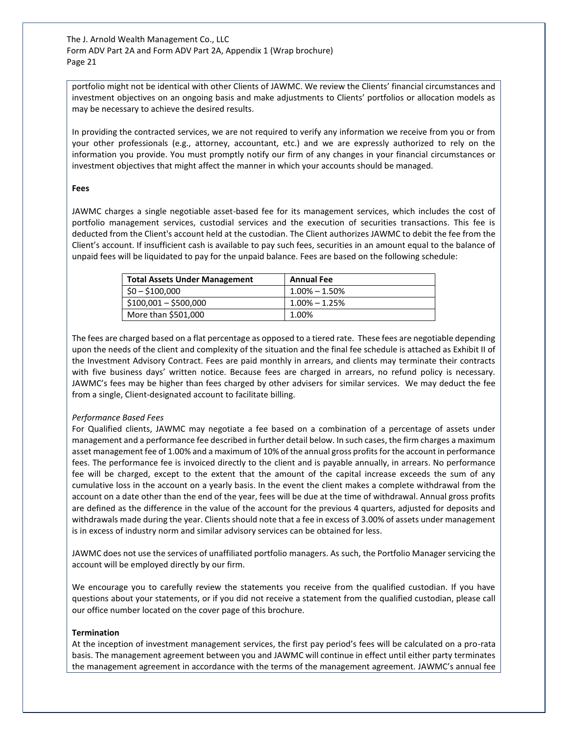portfolio might not be identical with other Clients of JAWMC. We review the Clients' financial circumstances and investment objectives on an ongoing basis and make adjustments to Clients' portfolios or allocation models as may be necessary to achieve the desired results.

In providing the contracted services, we are not required to verify any information we receive from you or from your other professionals (e.g., attorney, accountant, etc.) and we are expressly authorized to rely on the information you provide. You must promptly notify our firm of any changes in your financial circumstances or investment objectives that might affect the manner in which your accounts should be managed.

**Fees**

JAWMC charges a single negotiable asset-based fee for its management services, which includes the cost of portfolio management services, custodial services and the execution of securities transactions. This fee is deducted from the Client's account held at the custodian. The Client authorizes JAWMC to debit the fee from the Client's account. If insufficient cash is available to pay such fees, securities in an amount equal to the balance of unpaid fees will be liquidated to pay for the unpaid balance. Fees are based on the following schedule:

| Total Assets Under Management | Annual Fee |
|---|---|
| $0 – $100,000 | 1.00% – 1.50% |
| $100,001 – $500,000 | 1.00% – 1.25% |
| More than $501,000 | 1.00% |

The fees are charged based on a flat percentage as opposed to a tiered rate. These fees are negotiable depending upon the needs of the client and complexity of the situation and the final fee schedule is attached as Exhibit II of the Investment Advisory Contract. Fees are paid monthly in arrears, and clients may terminate their contracts with five business days' written notice. Because fees are charged in arrears, no refund policy is necessary. JAWMC's fees may be higher than fees charged by other advisers for similar services. We may deduct the fee from a single, Client-designated account to facilitate billing.

*Performance Based Fees*

For Qualified clients, JAWMC may negotiate a fee based on a combination of a percentage of assets under management and a performance fee described in further detail below. In such cases, the firm charges a maximum asset management fee of 1.00% and a maximum of 10% of the annual gross profits for the account in performance fees. The performance fee is invoiced directly to the client and is payable annually, in arrears. No performance fee will be charged, except to the extent that the amount of the capital increase exceeds the sum of any cumulative loss in the account on a yearly basis. In the event the client makes a complete withdrawal from the account on a date other than the end of the year, fees will be due at the time of withdrawal. Annual gross profits are defined as the difference in the value of the account for the previous 4 quarters, adjusted for deposits and withdrawals made during the year. Clients should note that a fee in excess of 3.00% of assets under management is in excess of industry norm and similar advisory services can be obtained for less.

JAWMC does not use the services of unaffiliated portfolio managers. As such, the Portfolio Manager servicing the account will be employed directly by our firm.

We encourage you to carefully review the statements you receive from the qualified custodian. If you have questions about your statements, or if you did not receive a statement from the qualified custodian, please call our office number located on the cover page of this brochure.

**Termination**

At the inception of investment management services, the first pay period's fees will be calculated on a pro-rata basis. The management agreement between you and JAWMC will continue in effect until either party terminates the management agreement in accordance with the terms of the management agreement. JAWMC's annual fee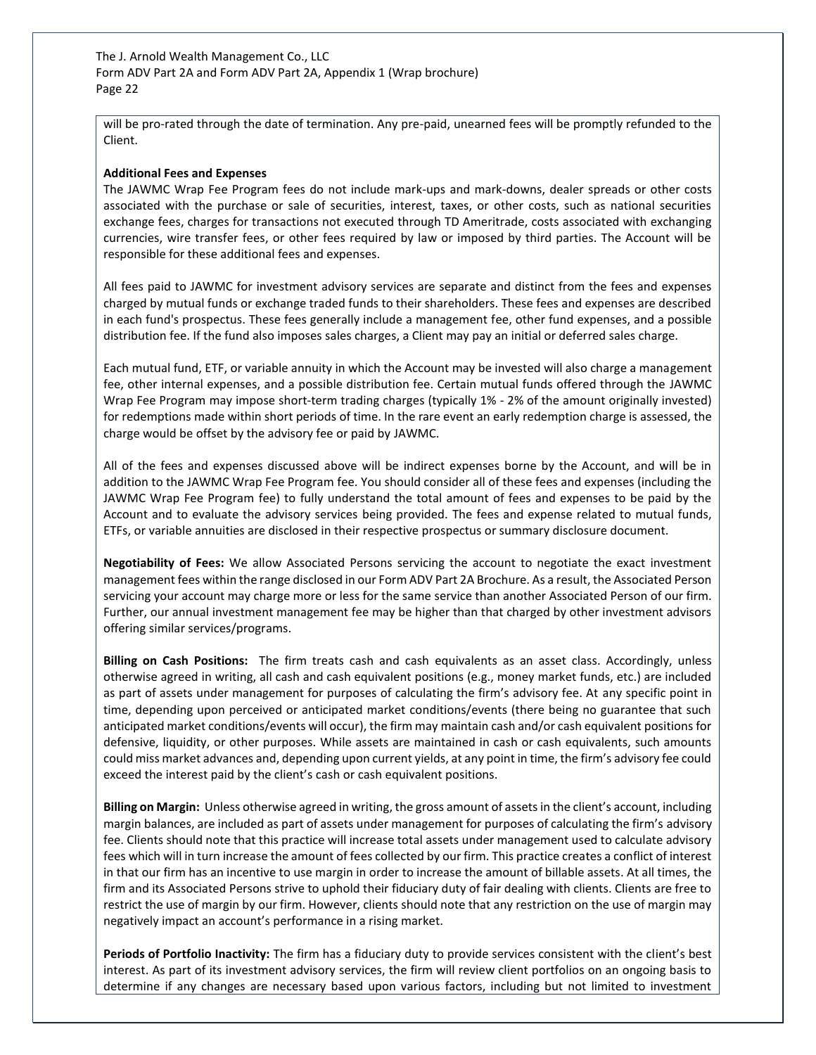will be pro-rated through the date of termination. Any pre-paid, unearned fees will be promptly refunded to the Client.

**Additional Fees and Expenses**

The JAWMC Wrap Fee Program fees do not include mark-ups and mark-downs, dealer spreads or other costs associated with the purchase or sale of securities, interest, taxes, or other costs, such as national securities exchange fees, charges for transactions not executed through TD Ameritrade, costs associated with exchanging currencies, wire transfer fees, or other fees required by law or imposed by third parties. The Account will be responsible for these additional fees and expenses.

All fees paid to JAWMC for investment advisory services are separate and distinct from the fees and expenses charged by mutual funds or exchange traded funds to their shareholders. These fees and expenses are described in each fund's prospectus. These fees generally include a management fee, other fund expenses, and a possible distribution fee. If the fund also imposes sales charges, a Client may pay an initial or deferred sales charge.

Each mutual fund, ETF, or variable annuity in which the Account may be invested will also charge a management fee, other internal expenses, and a possible distribution fee. Certain mutual funds offered through the JAWMC Wrap Fee Program may impose short-term trading charges (typically 1% - 2% of the amount originally invested) for redemptions made within short periods of time. In the rare event an early redemption charge is assessed, the charge would be offset by the advisory fee or paid by JAWMC.

All of the fees and expenses discussed above will be indirect expenses borne by the Account, and will be in addition to the JAWMC Wrap Fee Program fee. You should consider all of these fees and expenses (including the JAWMC Wrap Fee Program fee) to fully understand the total amount of fees and expenses to be paid by the Account and to evaluate the advisory services being provided. The fees and expense related to mutual funds, ETFs, or variable annuities are disclosed in their respective prospectus or summary disclosure document.

**Negotiability of Fees:** We allow Associated Persons servicing the account to negotiate the exact investment management fees within the range disclosed in our Form ADV Part 2A Brochure. As a result, the Associated Person servicing your account may charge more or less for the same service than another Associated Person of our firm. Further, our annual investment management fee may be higher than that charged by other investment advisors offering similar services/programs.

**Billing on Cash Positions:** The firm treats cash and cash equivalents as an asset class. Accordingly, unless otherwise agreed in writing, all cash and cash equivalent positions (e.g., money market funds, etc.) are included as part of assets under management for purposes of calculating the firm's advisory fee. At any specific point in time, depending upon perceived or anticipated market conditions/events (there being no guarantee that such anticipated market conditions/events will occur), the firm may maintain cash and/or cash equivalent positions for defensive, liquidity, or other purposes. While assets are maintained in cash or cash equivalents, such amounts could miss market advances and, depending upon current yields, at any point in time, the firm's advisory fee could exceed the interest paid by the client's cash or cash equivalent positions.

**Billing on Margin:** Unless otherwise agreed in writing, the gross amount of assets in the client's account, including margin balances, are included as part of assets under management for purposes of calculating the firm's advisory fee. Clients should note that this practice will increase total assets under management used to calculate advisory fees which will in turn increase the amount of fees collected by our firm. This practice creates a conflict of interest in that our firm has an incentive to use margin in order to increase the amount of billable assets. At all times, the firm and its Associated Persons strive to uphold their fiduciary duty of fair dealing with clients. Clients are free to restrict the use of margin by our firm. However, clients should note that any restriction on the use of margin may negatively impact an account's performance in a rising market.

**Periods of Portfolio Inactivity:** The firm has a fiduciary duty to provide services consistent with the client's best interest. As part of its investment advisory services, the firm will review client portfolios on an ongoing basis to determine if any changes are necessary based upon various factors, including but not limited to investment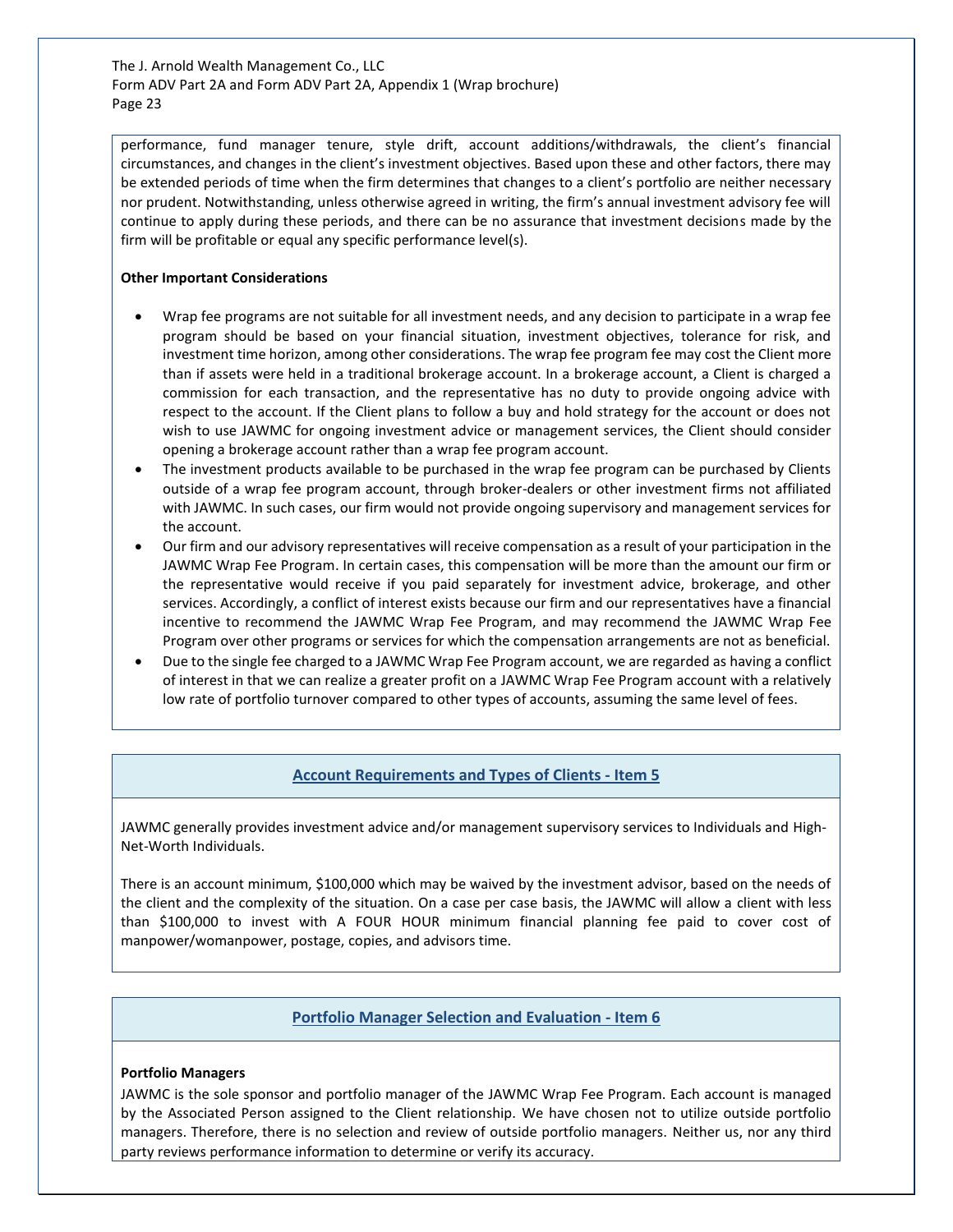performance, fund manager tenure, style drift, account additions/withdrawals, the client's financial circumstances, and changes in the client's investment objectives. Based upon these and other factors, there may be extended periods of time when the firm determines that changes to a client's portfolio are neither necessary nor prudent. Notwithstanding, unless otherwise agreed in writing, the firm's annual investment advisory fee will continue to apply during these periods, and there can be no assurance that investment decisions made by the firm will be profitable or equal any specific performance level(s).

**Other Important Considerations**

- Wrap fee programs are not suitable for all investment needs, and any decision to participate in a wrap fee program should be based on your financial situation, investment objectives, tolerance for risk, and investment time horizon, among other considerations. The wrap fee program fee may cost the Client more than if assets were held in a traditional brokerage account. In a brokerage account, a Client is charged a commission for each transaction, and the representative has no duty to provide ongoing advice with respect to the account. If the Client plans to follow a buy and hold strategy for the account or does not wish to use JAWMC for ongoing investment advice or management services, the Client should consider opening a brokerage account rather than a wrap fee program account.
- The investment products available to be purchased in the wrap fee program can be purchased by Clients outside of a wrap fee program account, through broker-dealers or other investment firms not affiliated with JAWMC. In such cases, our firm would not provide ongoing supervisory and management services for the account.
- Our firm and our advisory representatives will receive compensation as a result of your participation in the JAWMC Wrap Fee Program. In certain cases, this compensation will be more than the amount our firm or the representative would receive if you paid separately for investment advice, brokerage, and other services. Accordingly, a conflict of interest exists because our firm and our representatives have a financial incentive to recommend the JAWMC Wrap Fee Program, and may recommend the JAWMC Wrap Fee Program over other programs or services for which the compensation arrangements are not as beneficial.
- Due to the single fee charged to a JAWMC Wrap Fee Program account, we are regarded as having a conflict of interest in that we can realize a greater profit on a JAWMC Wrap Fee Program account with a relatively low rate of portfolio turnover compared to other types of accounts, assuming the same level of fees.

## Account Requirements and Types of Clients - Item 5

JAWMC generally provides investment advice and/or management supervisory services to Individuals and High-Net-Worth Individuals.

There is an account minimum, $100,000 which may be waived by the investment advisor, based on the needs of the client and the complexity of the situation. On a case per case basis, the JAWMC will allow a client with less than $100,000 to invest with A FOUR HOUR minimum financial planning fee paid to cover cost of manpower/womanpower, postage, copies, and advisors time.

## Portfolio Manager Selection and Evaluation - Item 6

**Portfolio Managers**

JAWMC is the sole sponsor and portfolio manager of the JAWMC Wrap Fee Program. Each account is managed by the Associated Person assigned to the Client relationship. We have chosen not to utilize outside portfolio managers. Therefore, there is no selection and review of outside portfolio managers. Neither us, nor any third party reviews performance information to determine or verify its accuracy.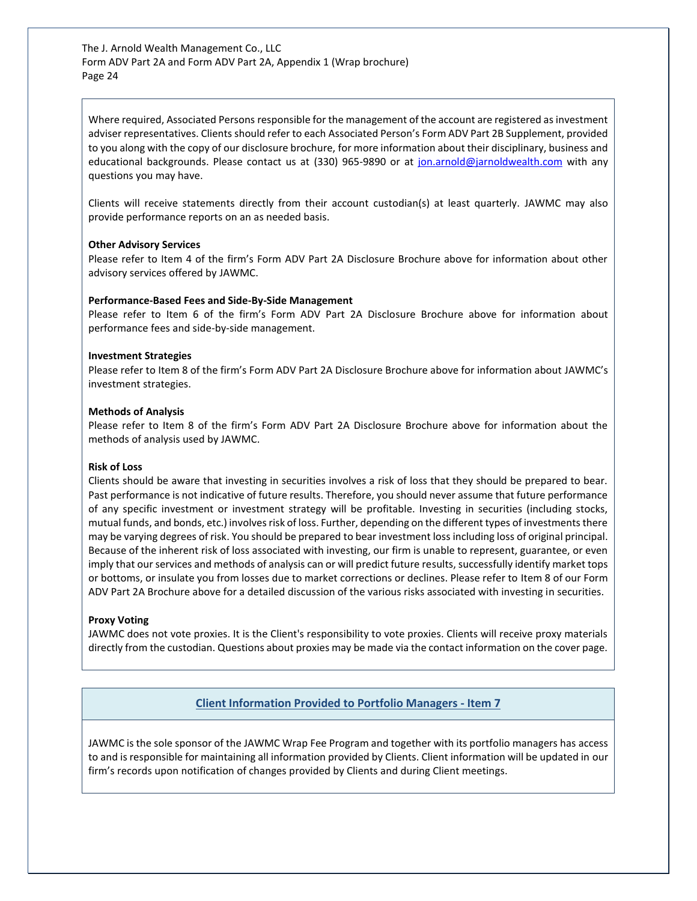Where required, Associated Persons responsible for the management of the account are registered as investment adviser representatives. Clients should refer to each Associated Person's Form ADV Part 2B Supplement, provided to you along with the copy of our disclosure brochure, for more information about their disciplinary, business and educational backgrounds. Please contact us at (330) 965-9890 or at jon.arnold@jarnoldwealth.com with any questions you may have.

Clients will receive statements directly from their account custodian(s) at least quarterly. JAWMC may also provide performance reports on an as needed basis.

**Other Advisory Services**
Please refer to Item 4 of the firm's Form ADV Part 2A Disclosure Brochure above for information about other advisory services offered by JAWMC.

**Performance-Based Fees and Side-By-Side Management**
Please refer to Item 6 of the firm's Form ADV Part 2A Disclosure Brochure above for information about performance fees and side-by-side management.

**Investment Strategies**
Please refer to Item 8 of the firm's Form ADV Part 2A Disclosure Brochure above for information about JAWMC's investment strategies.

**Methods of Analysis**
Please refer to Item 8 of the firm's Form ADV Part 2A Disclosure Brochure above for information about the methods of analysis used by JAWMC.

**Risk of Loss**
Clients should be aware that investing in securities involves a risk of loss that they should be prepared to bear. Past performance is not indicative of future results. Therefore, you should never assume that future performance of any specific investment or investment strategy will be profitable. Investing in securities (including stocks, mutual funds, and bonds, etc.) involves risk of loss. Further, depending on the different types of investments there may be varying degrees of risk. You should be prepared to bear investment loss including loss of original principal. Because of the inherent risk of loss associated with investing, our firm is unable to represent, guarantee, or even imply that our services and methods of analysis can or will predict future results, successfully identify market tops or bottoms, or insulate you from losses due to market corrections or declines. Please refer to Item 8 of our Form ADV Part 2A Brochure above for a detailed discussion of the various risks associated with investing in securities.

**Proxy Voting**
JAWMC does not vote proxies. It is the Client's responsibility to vote proxies. Clients will receive proxy materials directly from the custodian. Questions about proxies may be made via the contact information on the cover page.

## Client Information Provided to Portfolio Managers - Item 7

JAWMC is the sole sponsor of the JAWMC Wrap Fee Program and together with its portfolio managers has access to and is responsible for maintaining all information provided by Clients. Client information will be updated in our firm's records upon notification of changes provided by Clients and during Client meetings.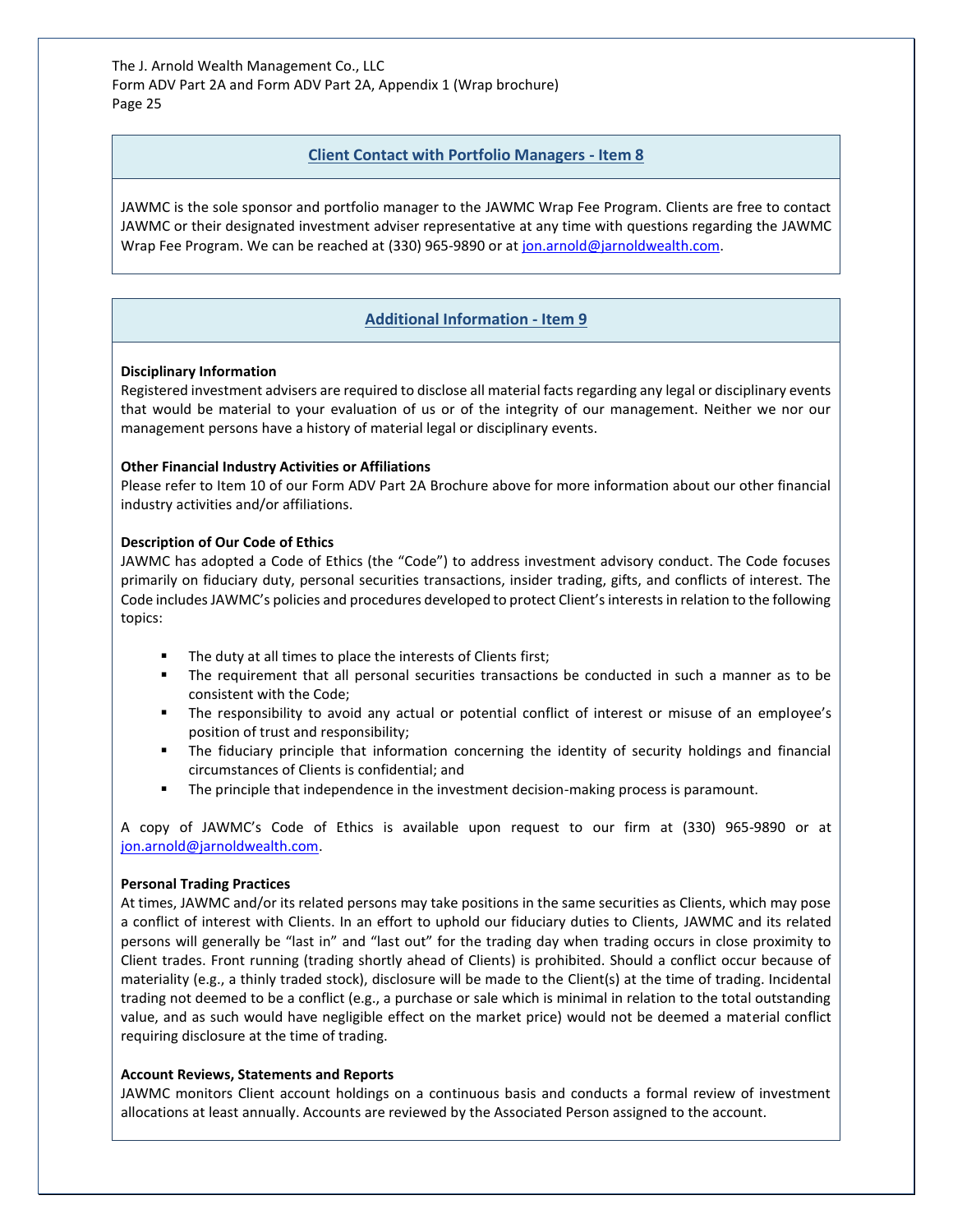## Client Contact with Portfolio Managers - Item 8

JAWMC is the sole sponsor and portfolio manager to the JAWMC Wrap Fee Program. Clients are free to contact JAWMC or their designated investment adviser representative at any time with questions regarding the JAWMC Wrap Fee Program. We can be reached at (330) 965-9890 or at jon.arnold@jarnoldwealth.com.

## Additional Information - Item 9

**Disciplinary Information**

Registered investment advisers are required to disclose all material facts regarding any legal or disciplinary events that would be material to your evaluation of us or of the integrity of our management. Neither we nor our management persons have a history of material legal or disciplinary events.

**Other Financial Industry Activities or Affiliations**

Please refer to Item 10 of our Form ADV Part 2A Brochure above for more information about our other financial industry activities and/or affiliations.

**Description of Our Code of Ethics**

JAWMC has adopted a Code of Ethics (the "Code") to address investment advisory conduct. The Code focuses primarily on fiduciary duty, personal securities transactions, insider trading, gifts, and conflicts of interest. The Code includes JAWMC's policies and procedures developed to protect Client's interests in relation to the following topics:

- The duty at all times to place the interests of Clients first;
- The requirement that all personal securities transactions be conducted in such a manner as to be consistent with the Code;
- The responsibility to avoid any actual or potential conflict of interest or misuse of an employee's position of trust and responsibility;
- The fiduciary principle that information concerning the identity of security holdings and financial circumstances of Clients is confidential; and
- The principle that independence in the investment decision-making process is paramount.

A copy of JAWMC's Code of Ethics is available upon request to our firm at (330) 965-9890 or at jon.arnold@jarnoldwealth.com.

**Personal Trading Practices**

At times, JAWMC and/or its related persons may take positions in the same securities as Clients, which may pose a conflict of interest with Clients. In an effort to uphold our fiduciary duties to Clients, JAWMC and its related persons will generally be "last in" and "last out" for the trading day when trading occurs in close proximity to Client trades. Front running (trading shortly ahead of Clients) is prohibited. Should a conflict occur because of materiality (e.g., a thinly traded stock), disclosure will be made to the Client(s) at the time of trading. Incidental trading not deemed to be a conflict (e.g., a purchase or sale which is minimal in relation to the total outstanding value, and as such would have negligible effect on the market price) would not be deemed a material conflict requiring disclosure at the time of trading.

**Account Reviews, Statements and Reports**

JAWMC monitors Client account holdings on a continuous basis and conducts a formal review of investment allocations at least annually. Accounts are reviewed by the Associated Person assigned to the account.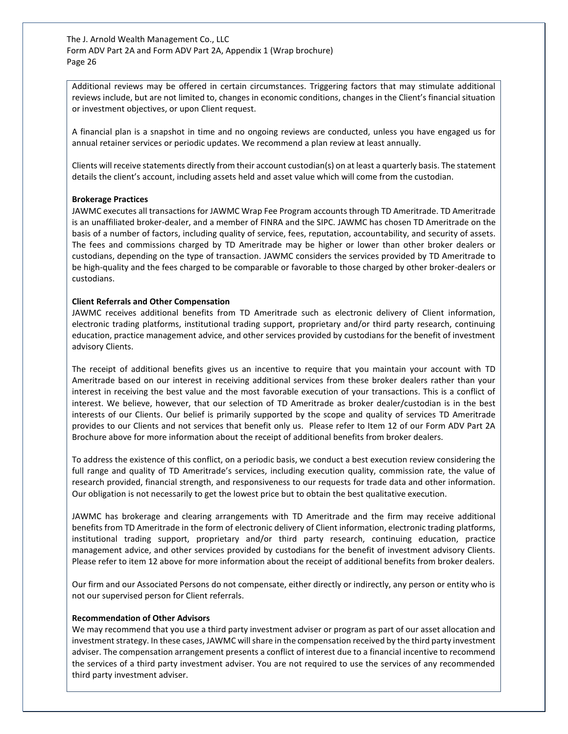Additional reviews may be offered in certain circumstances. Triggering factors that may stimulate additional reviews include, but are not limited to, changes in economic conditions, changes in the Client's financial situation or investment objectives, or upon Client request.

A financial plan is a snapshot in time and no ongoing reviews are conducted, unless you have engaged us for annual retainer services or periodic updates. We recommend a plan review at least annually.

Clients will receive statements directly from their account custodian(s) on at least a quarterly basis. The statement details the client's account, including assets held and asset value which will come from the custodian.

**Brokerage Practices**

JAWMC executes all transactions for JAWMC Wrap Fee Program accounts through TD Ameritrade. TD Ameritrade is an unaffiliated broker-dealer, and a member of FINRA and the SIPC. JAWMC has chosen TD Ameritrade on the basis of a number of factors, including quality of service, fees, reputation, accountability, and security of assets. The fees and commissions charged by TD Ameritrade may be higher or lower than other broker dealers or custodians, depending on the type of transaction. JAWMC considers the services provided by TD Ameritrade to be high-quality and the fees charged to be comparable or favorable to those charged by other broker-dealers or custodians.

**Client Referrals and Other Compensation**

JAWMC receives additional benefits from TD Ameritrade such as electronic delivery of Client information, electronic trading platforms, institutional trading support, proprietary and/or third party research, continuing education, practice management advice, and other services provided by custodians for the benefit of investment advisory Clients.

The receipt of additional benefits gives us an incentive to require that you maintain your account with TD Ameritrade based on our interest in receiving additional services from these broker dealers rather than your interest in receiving the best value and the most favorable execution of your transactions. This is a conflict of interest. We believe, however, that our selection of TD Ameritrade as broker dealer/custodian is in the best interests of our Clients. Our belief is primarily supported by the scope and quality of services TD Ameritrade provides to our Clients and not services that benefit only us. Please refer to Item 12 of our Form ADV Part 2A Brochure above for more information about the receipt of additional benefits from broker dealers.

To address the existence of this conflict, on a periodic basis, we conduct a best execution review considering the full range and quality of TD Ameritrade's services, including execution quality, commission rate, the value of research provided, financial strength, and responsiveness to our requests for trade data and other information. Our obligation is not necessarily to get the lowest price but to obtain the best qualitative execution.

JAWMC has brokerage and clearing arrangements with TD Ameritrade and the firm may receive additional benefits from TD Ameritrade in the form of electronic delivery of Client information, electronic trading platforms, institutional trading support, proprietary and/or third party research, continuing education, practice management advice, and other services provided by custodians for the benefit of investment advisory Clients. Please refer to item 12 above for more information about the receipt of additional benefits from broker dealers.

Our firm and our Associated Persons do not compensate, either directly or indirectly, any person or entity who is not our supervised person for Client referrals.

**Recommendation of Other Advisors**

We may recommend that you use a third party investment adviser or program as part of our asset allocation and investment strategy. In these cases, JAWMC will share in the compensation received by the third party investment adviser. The compensation arrangement presents a conflict of interest due to a financial incentive to recommend the services of a third party investment adviser. You are not required to use the services of any recommended third party investment adviser.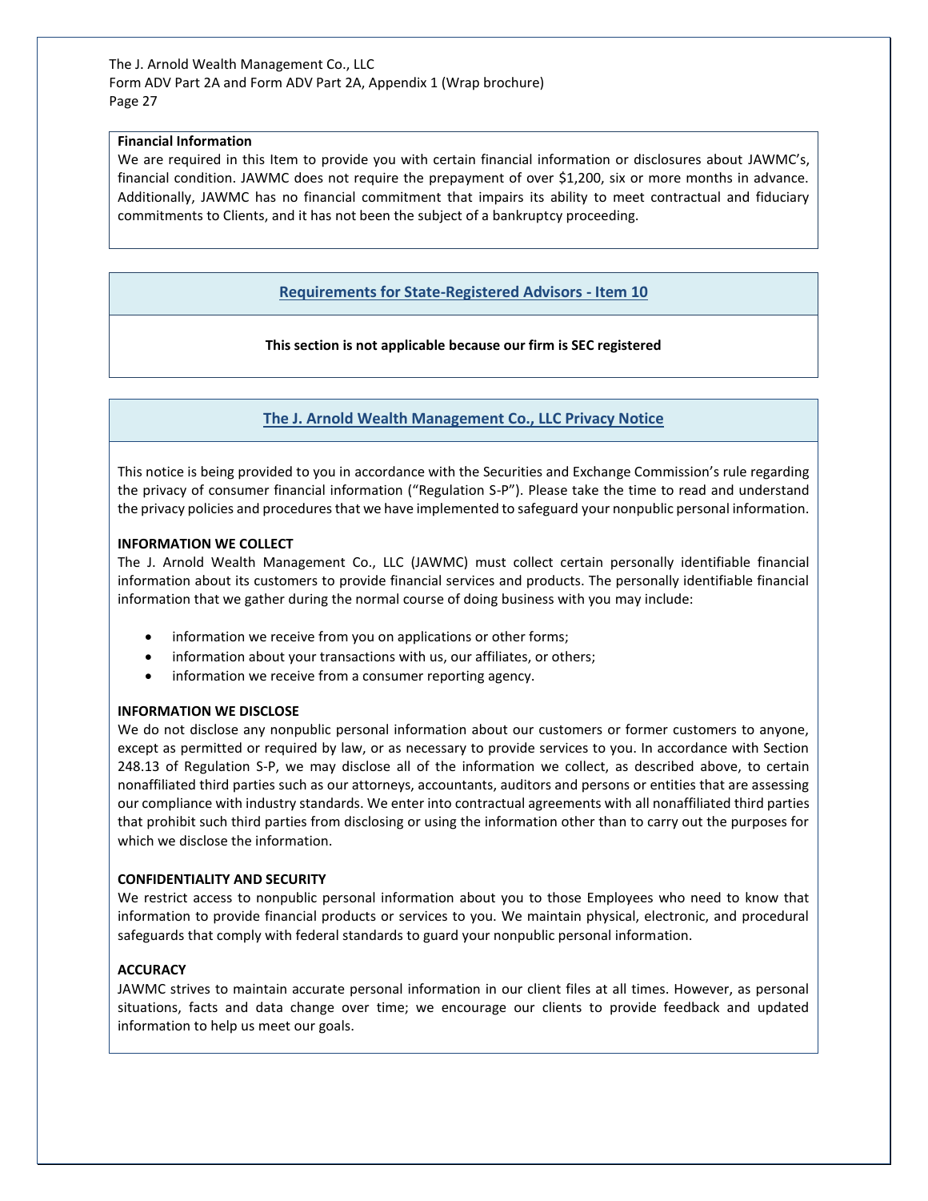**Financial Information**

We are required in this Item to provide you with certain financial information or disclosures about JAWMC's, financial condition. JAWMC does not require the prepayment of over $1,200, six or more months in advance. Additionally, JAWMC has no financial commitment that impairs its ability to meet contractual and fiduciary commitments to Clients, and it has not been the subject of a bankruptcy proceeding.

## Requirements for State-Registered Advisors - Item 10

**This section is not applicable because our firm is SEC registered**

## The J. Arnold Wealth Management Co., LLC Privacy Notice

This notice is being provided to you in accordance with the Securities and Exchange Commission's rule regarding the privacy of consumer financial information ("Regulation S-P"). Please take the time to read and understand the privacy policies and procedures that we have implemented to safeguard your nonpublic personal information.

**INFORMATION WE COLLECT**

The J. Arnold Wealth Management Co., LLC (JAWMC) must collect certain personally identifiable financial information about its customers to provide financial services and products. The personally identifiable financial information that we gather during the normal course of doing business with you may include:

- information we receive from you on applications or other forms;
- information about your transactions with us, our affiliates, or others;
- information we receive from a consumer reporting agency.

**INFORMATION WE DISCLOSE**

We do not disclose any nonpublic personal information about our customers or former customers to anyone, except as permitted or required by law, or as necessary to provide services to you. In accordance with Section 248.13 of Regulation S-P, we may disclose all of the information we collect, as described above, to certain nonaffiliated third parties such as our attorneys, accountants, auditors and persons or entities that are assessing our compliance with industry standards. We enter into contractual agreements with all nonaffiliated third parties that prohibit such third parties from disclosing or using the information other than to carry out the purposes for which we disclose the information.

**CONFIDENTIALITY AND SECURITY**

We restrict access to nonpublic personal information about you to those Employees who need to know that information to provide financial products or services to you. We maintain physical, electronic, and procedural safeguards that comply with federal standards to guard your nonpublic personal information.

**ACCURACY**

JAWMC strives to maintain accurate personal information in our client files at all times. However, as personal situations, facts and data change over time; we encourage our clients to provide feedback and updated information to help us meet our goals.